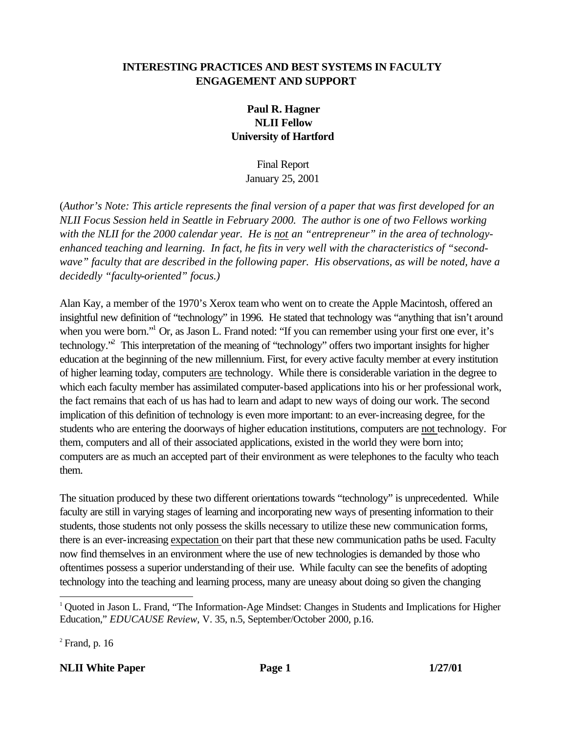# INTERESTING PRACTICES AND BEST SYSTEMS IN FACULTY ENGAGEMENT AND SUPPORT

**Paul R. Hagner**
**NLII Fellow**
**University of Hartford**

Final Report
January 25, 2001

(*Author's Note: This article represents the final version of a paper that was first developed for an NLII Focus Session held in Seattle in February 2000. The author is one of two Fellows working with the NLII for the 2000 calendar year. He is not an "entrepreneur" in the area of technology-enhanced teaching and learning. In fact, he fits in very well with the characteristics of "second-wave" faculty that are described in the following paper. His observations, as will be noted, have a decidedly "faculty-oriented" focus.*)

Alan Kay, a member of the 1970's Xerox team who went on to create the Apple Macintosh, offered an insightful new definition of "technology" in 1996. He stated that technology was "anything that isn't around when you were born."[1] Or, as Jason L. Frand noted: "If you can remember using your first one ever, it's technology."[2] This interpretation of the meaning of "technology" offers two important insights for higher education at the beginning of the new millennium. First, for every active faculty member at every institution of higher learning today, computers are technology. While there is considerable variation in the degree to which each faculty member has assimilated computer-based applications into his or her professional work, the fact remains that each of us has had to learn and adapt to new ways of doing our work. The second implication of this definition of technology is even more important: to an ever-increasing degree, for the students who are entering the doorways of higher education institutions, computers are not technology. For them, computers and all of their associated applications, existed in the world they were born into; computers are as much an accepted part of their environment as were telephones to the faculty who teach them.

The situation produced by these two different orientations towards "technology" is unprecedented. While faculty are still in varying stages of learning and incorporating new ways of presenting information to their students, those students not only possess the skills necessary to utilize these new communication forms, there is an ever-increasing expectation on their part that these new communication paths be used. Faculty now find themselves in an environment where the use of new technologies is demanded by those who oftentimes possess a superior understanding of their use. While faculty can see the benefits of adopting technology into the teaching and learning process, many are uneasy about doing so given the changing

---

[1] Quoted in Jason L. Frand, "The Information-Age Mindset: Changes in Students and Implications for Higher Education," *EDUCAUSE Review*, V. 35, n.5, September/October 2000, p.16.

[2] Frand, p. 16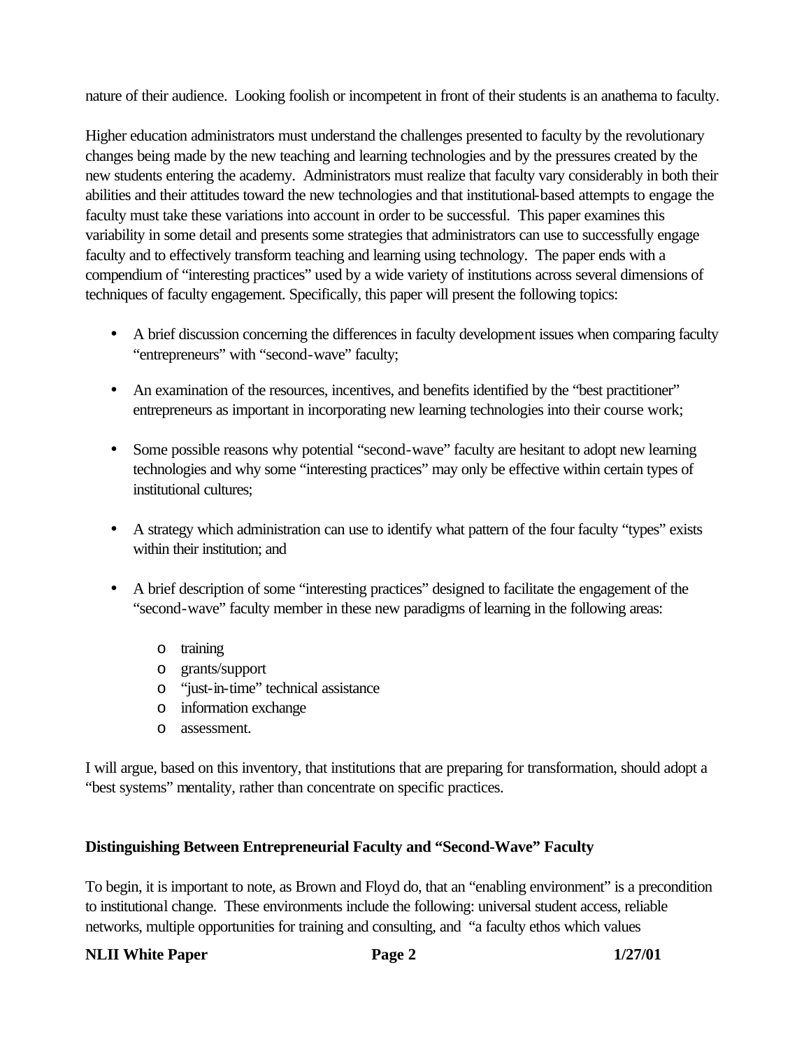nature of their audience. Looking foolish or incompetent in front of their students is an anathema to faculty.

Higher education administrators must understand the challenges presented to faculty by the revolutionary changes being made by the new teaching and learning technologies and by the pressures created by the new students entering the academy. Administrators must realize that faculty vary considerably in both their abilities and their attitudes toward the new technologies and that institutional-based attempts to engage the faculty must take these variations into account in order to be successful. This paper examines this variability in some detail and presents some strategies that administrators can use to successfully engage faculty and to effectively transform teaching and learning using technology. The paper ends with a compendium of "interesting practices" used by a wide variety of institutions across several dimensions of techniques of faculty engagement. Specifically, this paper will present the following topics:

- A brief discussion concerning the differences in faculty development issues when comparing faculty "entrepreneurs" with "second-wave" faculty;
- An examination of the resources, incentives, and benefits identified by the "best practitioner" entrepreneurs as important in incorporating new learning technologies into their course work;
- Some possible reasons why potential "second-wave" faculty are hesitant to adopt new learning technologies and why some "interesting practices" may only be effective within certain types of institutional cultures;
- A strategy which administration can use to identify what pattern of the four faculty "types" exists within their institution; and
- A brief description of some "interesting practices" designed to facilitate the engagement of the "second-wave" faculty member in these new paradigms of learning in the following areas:
  - training
  - grants/support
  - "just-in-time" technical assistance
  - information exchange
  - assessment.

I will argue, based on this inventory, that institutions that are preparing for transformation, should adopt a "best systems" mentality, rather than concentrate on specific practices.

**Distinguishing Between Entrepreneurial Faculty and "Second-Wave" Faculty**

To begin, it is important to note, as Brown and Floyd do, that an "enabling environment" is a precondition to institutional change. These environments include the following: universal student access, reliable networks, multiple opportunities for training and consulting, and "a faculty ethos which values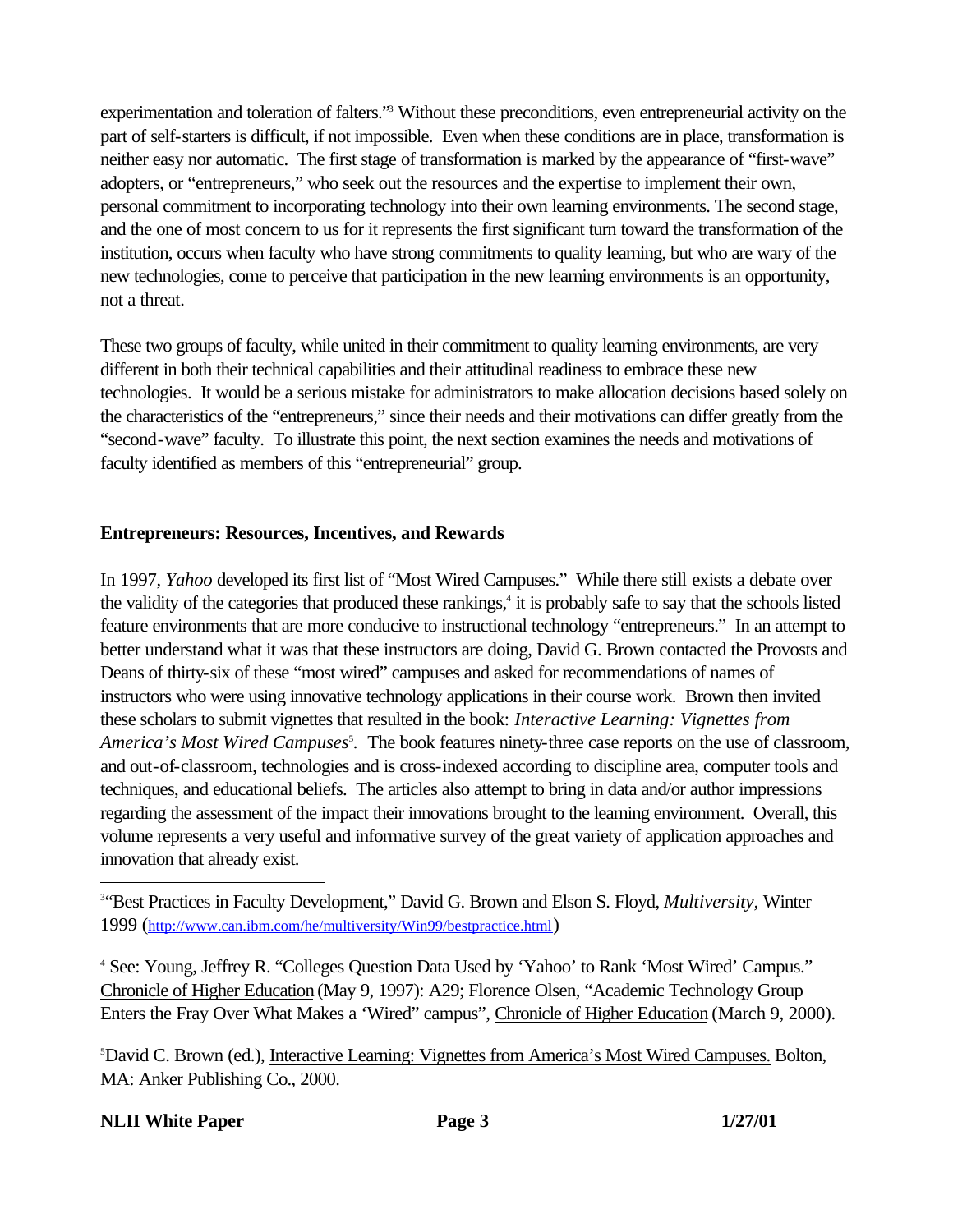experimentation and toleration of falters."[3] Without these preconditions, even entrepreneurial activity on the part of self-starters is difficult, if not impossible. Even when these conditions are in place, transformation is neither easy nor automatic. The first stage of transformation is marked by the appearance of "first-wave" adopters, or "entrepreneurs," who seek out the resources and the expertise to implement their own, personal commitment to incorporating technology into their own learning environments. The second stage, and the one of most concern to us for it represents the first significant turn toward the transformation of the institution, occurs when faculty who have strong commitments to quality learning, but who are wary of the new technologies, come to perceive that participation in the new learning environments is an opportunity, not a threat.

These two groups of faculty, while united in their commitment to quality learning environments, are very different in both their technical capabilities and their attitudinal readiness to embrace these new technologies. It would be a serious mistake for administrators to make allocation decisions based solely on the characteristics of the "entrepreneurs," since their needs and their motivations can differ greatly from the "second-wave" faculty. To illustrate this point, the next section examines the needs and motivations of faculty identified as members of this "entrepreneurial" group.

**Entrepreneurs: Resources, Incentives, and Rewards**

In 1997, *Yahoo* developed its first list of "Most Wired Campuses." While there still exists a debate over the validity of the categories that produced these rankings,[4] it is probably safe to say that the schools listed feature environments that are more conducive to instructional technology "entrepreneurs." In an attempt to better understand what it was that these instructors are doing, David G. Brown contacted the Provosts and Deans of thirty-six of these "most wired" campuses and asked for recommendations of names of instructors who were using innovative technology applications in their course work. Brown then invited these scholars to submit vignettes that resulted in the book: *Interactive Learning: Vignettes from America's Most Wired Campuses*[5]. The book features ninety-three case reports on the use of classroom, and out-of-classroom, technologies and is cross-indexed according to discipline area, computer tools and techniques, and educational beliefs. The articles also attempt to bring in data and/or author impressions regarding the assessment of the impact their innovations brought to the learning environment. Overall, this volume represents a very useful and informative survey of the great variety of application approaches and innovation that already exist.

---

[3] "Best Practices in Faculty Development," David G. Brown and Elson S. Floyd, *Multiversity*, Winter 1999 (http://www.can.ibm.com/he/multiversity/Win99/bestpractice.html)

[4] See: Young, Jeffrey R. "Colleges Question Data Used by 'Yahoo' to Rank 'Most Wired' Campus." Chronicle of Higher Education (May 9, 1997): A29; Florence Olsen, "Academic Technology Group Enters the Fray Over What Makes a 'Wired" campus", Chronicle of Higher Education (March 9, 2000).

[5] David C. Brown (ed.), Interactive Learning: Vignettes from America's Most Wired Campuses. Bolton, MA: Anker Publishing Co., 2000.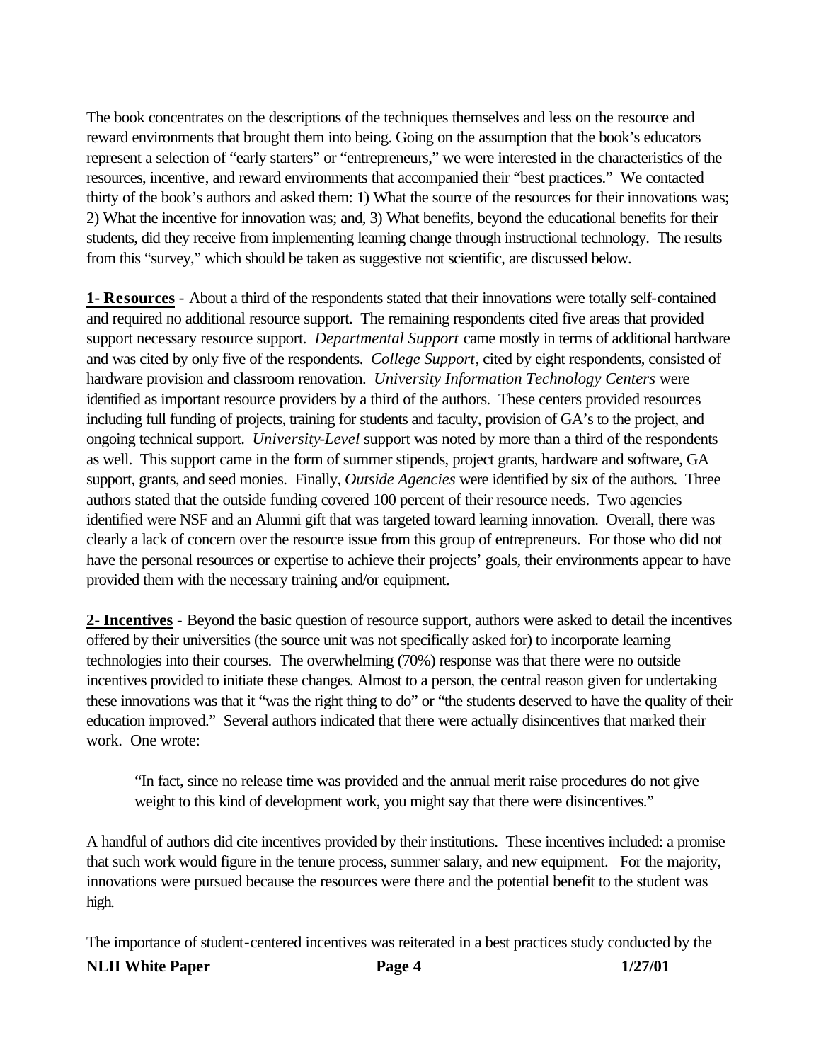The book concentrates on the descriptions of the techniques themselves and less on the resource and reward environments that brought them into being. Going on the assumption that the book's educators represent a selection of "early starters" or "entrepreneurs," we were interested in the characteristics of the resources, incentive, and reward environments that accompanied their "best practices." We contacted thirty of the book's authors and asked them: 1) What the source of the resources for their innovations was; 2) What the incentive for innovation was; and, 3) What benefits, beyond the educational benefits for their students, did they receive from implementing learning change through instructional technology. The results from this "survey," which should be taken as suggestive not scientific, are discussed below.

**1- Resources** - About a third of the respondents stated that their innovations were totally self-contained and required no additional resource support. The remaining respondents cited five areas that provided support necessary resource support. *Departmental Support* came mostly in terms of additional hardware and was cited by only five of the respondents. *College Support*, cited by eight respondents, consisted of hardware provision and classroom renovation. *University Information Technology Centers* were identified as important resource providers by a third of the authors. These centers provided resources including full funding of projects, training for students and faculty, provision of GA's to the project, and ongoing technical support. *University-Level* support was noted by more than a third of the respondents as well. This support came in the form of summer stipends, project grants, hardware and software, GA support, grants, and seed monies. Finally, *Outside Agencies* were identified by six of the authors. Three authors stated that the outside funding covered 100 percent of their resource needs. Two agencies identified were NSF and an Alumni gift that was targeted toward learning innovation. Overall, there was clearly a lack of concern over the resource issue from this group of entrepreneurs. For those who did not have the personal resources or expertise to achieve their projects' goals, their environments appear to have provided them with the necessary training and/or equipment.

**2- Incentives** - Beyond the basic question of resource support, authors were asked to detail the incentives offered by their universities (the source unit was not specifically asked for) to incorporate learning technologies into their courses. The overwhelming (70%) response was that there were no outside incentives provided to initiate these changes. Almost to a person, the central reason given for undertaking these innovations was that it "was the right thing to do" or "the students deserved to have the quality of their education improved." Several authors indicated that there were actually disincentives that marked their work. One wrote:

> "In fact, since no release time was provided and the annual merit raise procedures do not give weight to this kind of development work, you might say that there were disincentives."

A handful of authors did cite incentives provided by their institutions. These incentives included: a promise that such work would figure in the tenure process, summer salary, and new equipment. For the majority, innovations were pursued because the resources were there and the potential benefit to the student was high.

The importance of student-centered incentives was reiterated in a best practices study conducted by the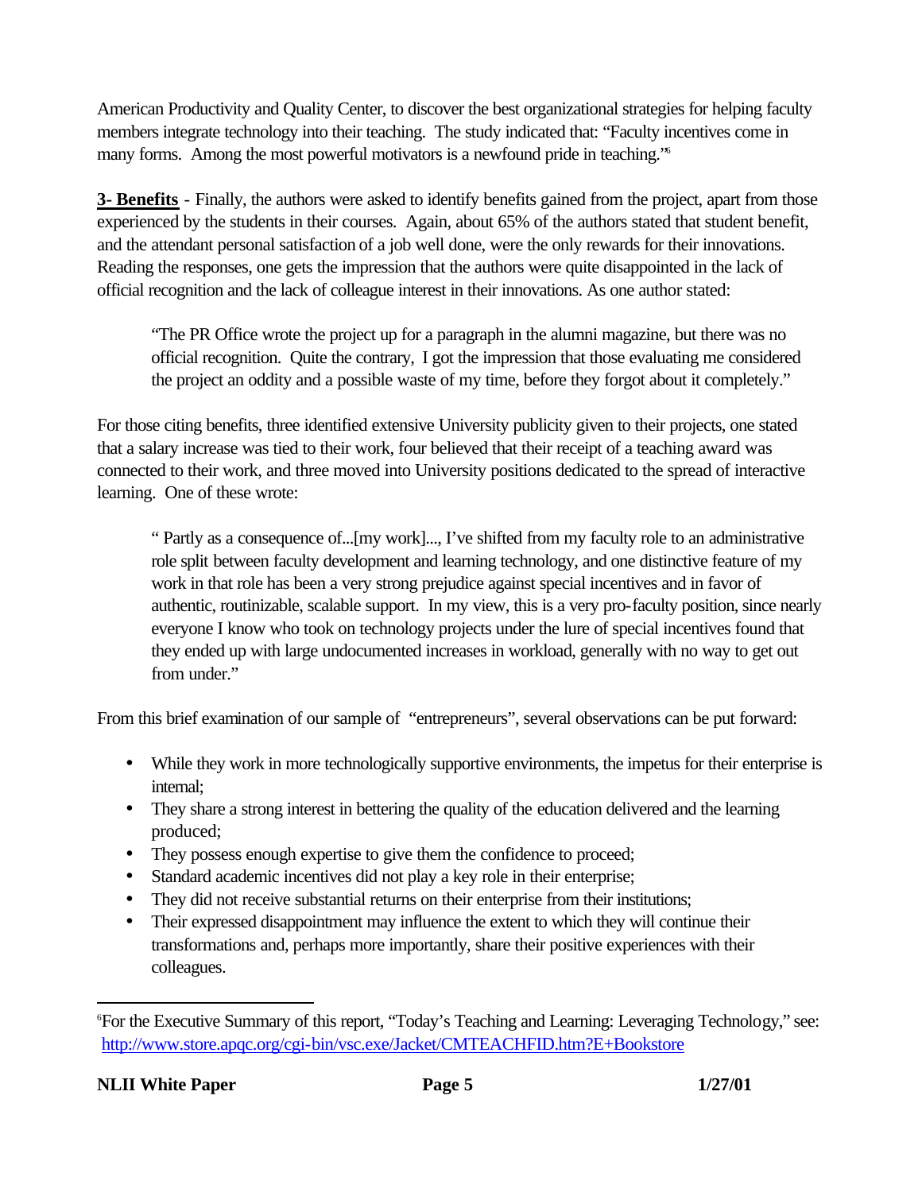American Productivity and Quality Center, to discover the best organizational strategies for helping faculty members integrate technology into their teaching. The study indicated that: "Faculty incentives come in many forms. Among the most powerful motivators is a newfound pride in teaching."[6]

**3- Benefits** - Finally, the authors were asked to identify benefits gained from the project, apart from those experienced by the students in their courses. Again, about 65% of the authors stated that student benefit, and the attendant personal satisfaction of a job well done, were the only rewards for their innovations. Reading the responses, one gets the impression that the authors were quite disappointed in the lack of official recognition and the lack of colleague interest in their innovations. As one author stated:

> "The PR Office wrote the project up for a paragraph in the alumni magazine, but there was no official recognition. Quite the contrary, I got the impression that those evaluating me considered the project an oddity and a possible waste of my time, before they forgot about it completely."

For those citing benefits, three identified extensive University publicity given to their projects, one stated that a salary increase was tied to their work, four believed that their receipt of a teaching award was connected to their work, and three moved into University positions dedicated to the spread of interactive learning. One of these wrote:

> " Partly as a consequence of...[my work]..., I've shifted from my faculty role to an administrative role split between faculty development and learning technology, and one distinctive feature of my work in that role has been a very strong prejudice against special incentives and in favor of authentic, routinizable, scalable support. In my view, this is a very pro-faculty position, since nearly everyone I know who took on technology projects under the lure of special incentives found that they ended up with large undocumented increases in workload, generally with no way to get out from under."

From this brief examination of our sample of "entrepreneurs", several observations can be put forward:

- While they work in more technologically supportive environments, the impetus for their enterprise is internal;
- They share a strong interest in bettering the quality of the education delivered and the learning produced;
- They possess enough expertise to give them the confidence to proceed;
- Standard academic incentives did not play a key role in their enterprise;
- They did not receive substantial returns on their enterprise from their institutions;
- Their expressed disappointment may influence the extent to which they will continue their transformations and, perhaps more importantly, share their positive experiences with their colleagues.

---

[6] For the Executive Summary of this report, "Today's Teaching and Learning: Leveraging Technology," see: http://www.store.apqc.org/cgi-bin/vsc.exe/Jacket/CMTEACHFID.htm?E+Bookstore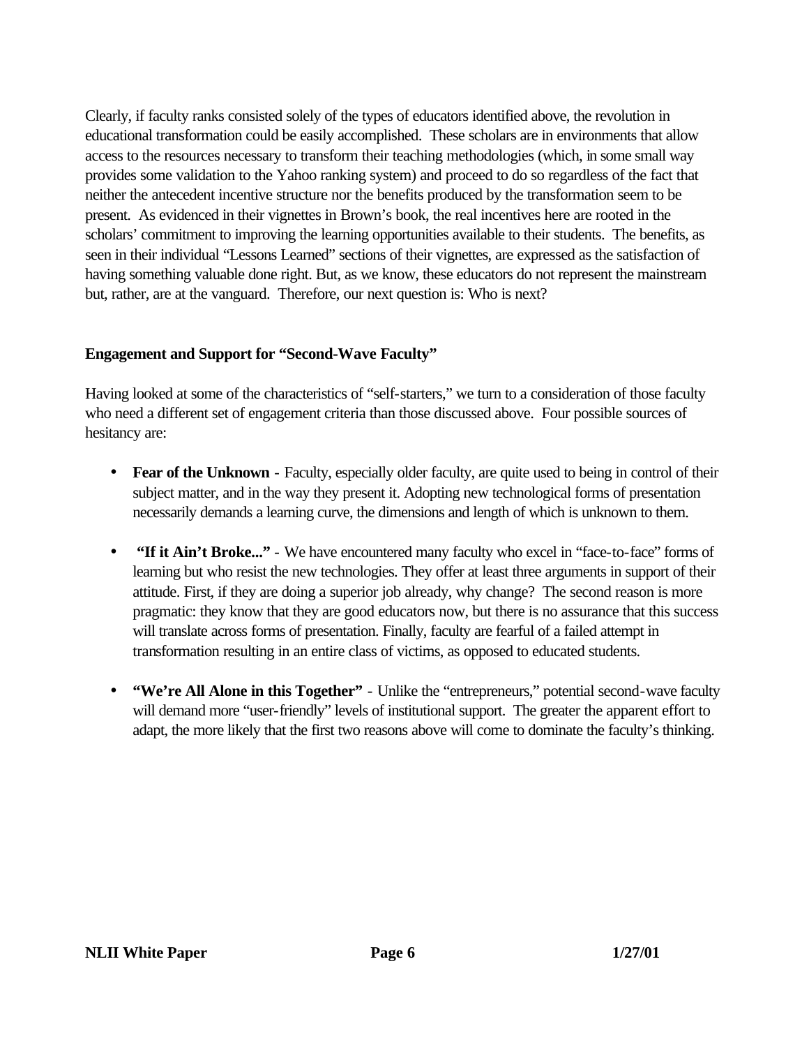Clearly, if faculty ranks consisted solely of the types of educators identified above, the revolution in educational transformation could be easily accomplished. These scholars are in environments that allow access to the resources necessary to transform their teaching methodologies (which, in some small way provides some validation to the Yahoo ranking system) and proceed to do so regardless of the fact that neither the antecedent incentive structure nor the benefits produced by the transformation seem to be present. As evidenced in their vignettes in Brown's book, the real incentives here are rooted in the scholars' commitment to improving the learning opportunities available to their students. The benefits, as seen in their individual "Lessons Learned" sections of their vignettes, are expressed as the satisfaction of having something valuable done right. But, as we know, these educators do not represent the mainstream but, rather, are at the vanguard. Therefore, our next question is: Who is next?

### Engagement and Support for "Second-Wave Faculty"

Having looked at some of the characteristics of "self-starters," we turn to a consideration of those faculty who need a different set of engagement criteria than those discussed above. Four possible sources of hesitancy are:

- **Fear of the Unknown** - Faculty, especially older faculty, are quite used to being in control of their subject matter, and in the way they present it. Adopting new technological forms of presentation necessarily demands a learning curve, the dimensions and length of which is unknown to them.

- **"If it Ain't Broke..."** - We have encountered many faculty who excel in "face-to-face" forms of learning but who resist the new technologies. They offer at least three arguments in support of their attitude. First, if they are doing a superior job already, why change? The second reason is more pragmatic: they know that they are good educators now, but there is no assurance that this success will translate across forms of presentation. Finally, faculty are fearful of a failed attempt in transformation resulting in an entire class of victims, as opposed to educated students.

- **"We're All Alone in this Together"** - Unlike the "entrepreneurs," potential second-wave faculty will demand more "user-friendly" levels of institutional support. The greater the apparent effort to adapt, the more likely that the first two reasons above will come to dominate the faculty's thinking.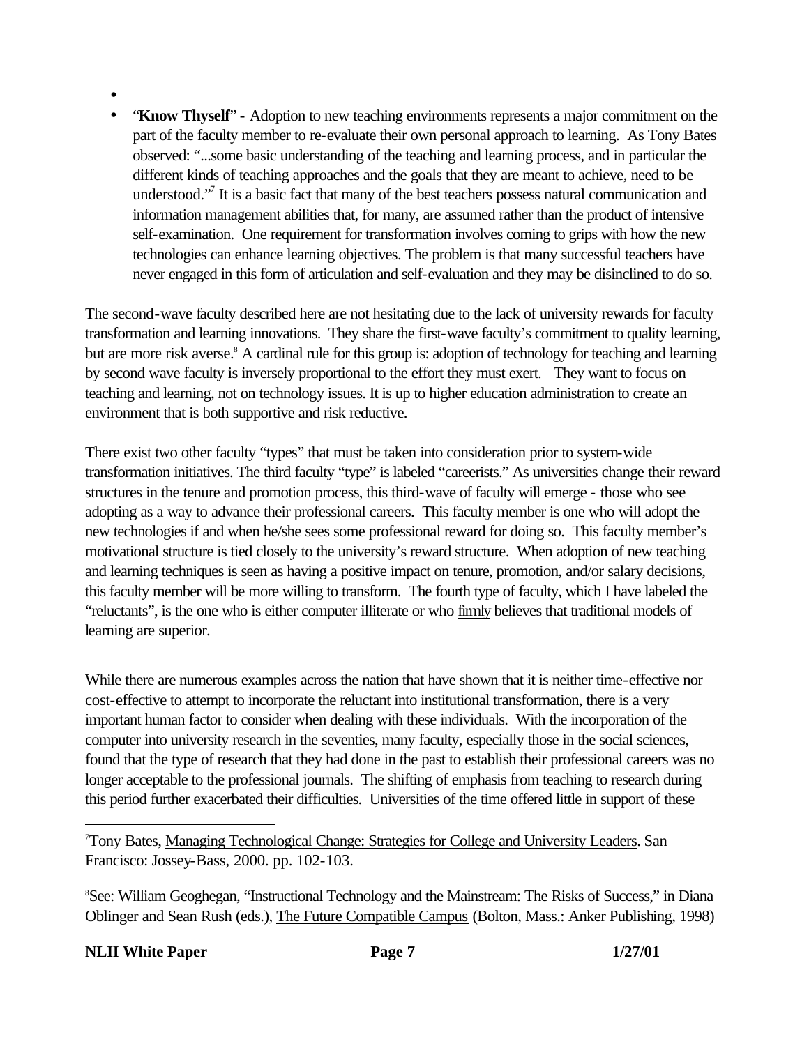- 
- "**Know Thyself**" - Adoption to new teaching environments represents a major commitment on the part of the faculty member to re-evaluate their own personal approach to learning. As Tony Bates observed: "...some basic understanding of the teaching and learning process, and in particular the different kinds of teaching approaches and the goals that they are meant to achieve, need to be understood."[7] It is a basic fact that many of the best teachers possess natural communication and information management abilities that, for many, are assumed rather than the product of intensive self-examination. One requirement for transformation involves coming to grips with how the new technologies can enhance learning objectives. The problem is that many successful teachers have never engaged in this form of articulation and self-evaluation and they may be disinclined to do so.

The second-wave faculty described here are not hesitating due to the lack of university rewards for faculty transformation and learning innovations. They share the first-wave faculty's commitment to quality learning, but are more risk averse.[8] A cardinal rule for this group is: adoption of technology for teaching and learning by second wave faculty is inversely proportional to the effort they must exert. They want to focus on teaching and learning, not on technology issues. It is up to higher education administration to create an environment that is both supportive and risk reductive.

There exist two other faculty "types" that must be taken into consideration prior to system-wide transformation initiatives. The third faculty "type" is labeled "careerists." As universities change their reward structures in the tenure and promotion process, this third-wave of faculty will emerge - those who see adopting as a way to advance their professional careers. This faculty member is one who will adopt the new technologies if and when he/she sees some professional reward for doing so. This faculty member's motivational structure is tied closely to the university's reward structure. When adoption of new teaching and learning techniques is seen as having a positive impact on tenure, promotion, and/or salary decisions, this faculty member will be more willing to transform. The fourth type of faculty, which I have labeled the "reluctants", is the one who is either computer illiterate or who <u>firmly</u> believes that traditional models of learning are superior.

While there are numerous examples across the nation that have shown that it is neither time-effective nor cost-effective to attempt to incorporate the reluctant into institutional transformation, there is a very important human factor to consider when dealing with these individuals. With the incorporation of the computer into university research in the seventies, many faculty, especially those in the social sciences, found that the type of research that they had done in the past to establish their professional careers was no longer acceptable to the professional journals. The shifting of emphasis from teaching to research during this period further exacerbated their difficulties. Universities of the time offered little in support of these

---

[7] Tony Bates, <u>Managing Technological Change: Strategies for College and University Leaders</u>. San Francisco: Jossey-Bass, 2000. pp. 102-103.

[8] See: William Geoghegan, "Instructional Technology and the Mainstream: The Risks of Success," in Diana Oblinger and Sean Rush (eds.), <u>The Future Compatible Campus</u> (Bolton, Mass.: Anker Publishing, 1998)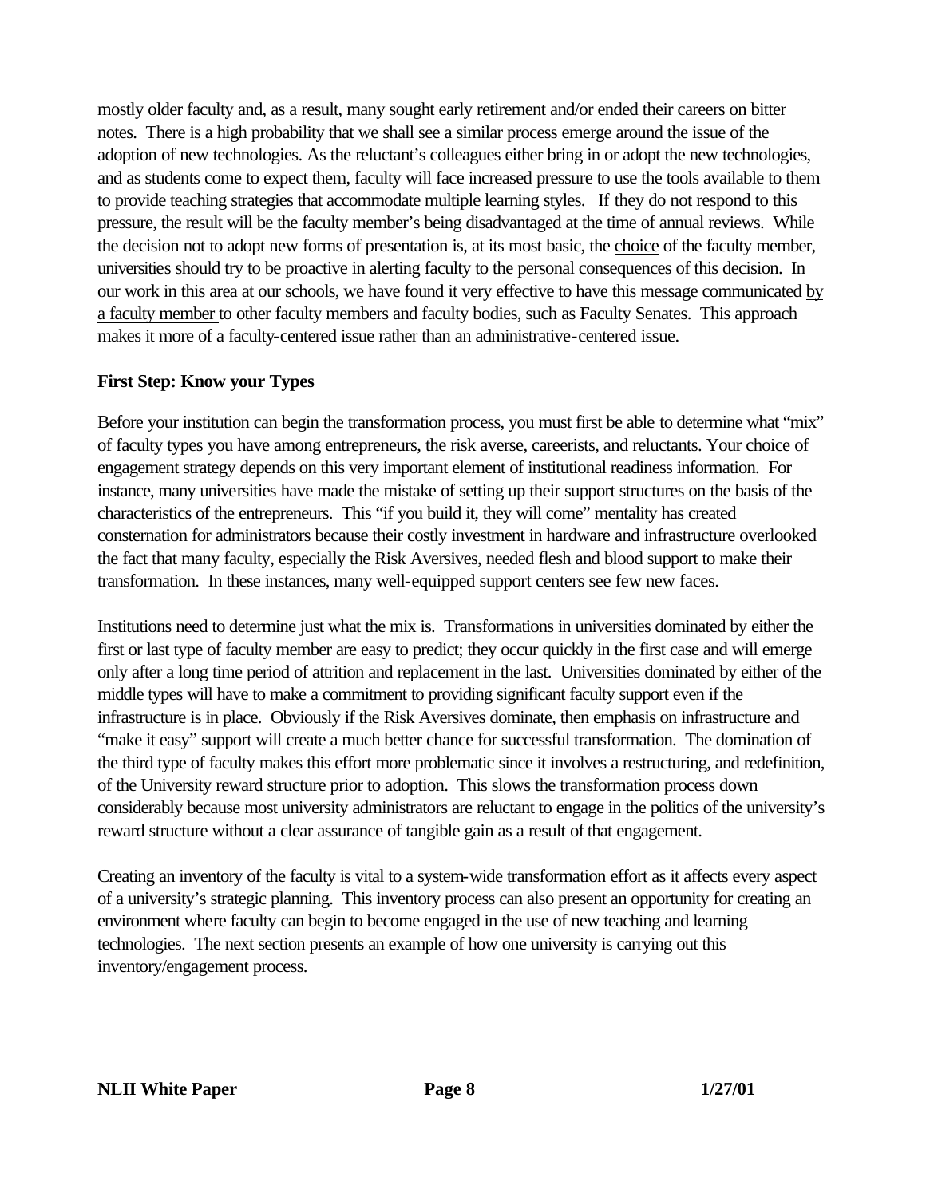mostly older faculty and, as a result, many sought early retirement and/or ended their careers on bitter notes. There is a high probability that we shall see a similar process emerge around the issue of the adoption of new technologies. As the reluctant's colleagues either bring in or adopt the new technologies, and as students come to expect them, faculty will face increased pressure to use the tools available to them to provide teaching strategies that accommodate multiple learning styles. If they do not respond to this pressure, the result will be the faculty member's being disadvantaged at the time of annual reviews. While the decision not to adopt new forms of presentation is, at its most basic, the <u>choice</u> of the faculty member, universities should try to be proactive in alerting faculty to the personal consequences of this decision. In our work in this area at our schools, we have found it very effective to have this message communicated <u>by a faculty member</u> to other faculty members and faculty bodies, such as Faculty Senates. This approach makes it more of a faculty-centered issue rather than an administrative-centered issue.

**First Step: Know your Types**

Before your institution can begin the transformation process, you must first be able to determine what "mix" of faculty types you have among entrepreneurs, the risk averse, careerists, and reluctants. Your choice of engagement strategy depends on this very important element of institutional readiness information. For instance, many universities have made the mistake of setting up their support structures on the basis of the characteristics of the entrepreneurs. This "if you build it, they will come" mentality has created consternation for administrators because their costly investment in hardware and infrastructure overlooked the fact that many faculty, especially the Risk Aversives, needed flesh and blood support to make their transformation. In these instances, many well-equipped support centers see few new faces.

Institutions need to determine just what the mix is. Transformations in universities dominated by either the first or last type of faculty member are easy to predict; they occur quickly in the first case and will emerge only after a long time period of attrition and replacement in the last. Universities dominated by either of the middle types will have to make a commitment to providing significant faculty support even if the infrastructure is in place. Obviously if the Risk Aversives dominate, then emphasis on infrastructure and "make it easy" support will create a much better chance for successful transformation. The domination of the third type of faculty makes this effort more problematic since it involves a restructuring, and redefinition, of the University reward structure prior to adoption. This slows the transformation process down considerably because most university administrators are reluctant to engage in the politics of the university's reward structure without a clear assurance of tangible gain as a result of that engagement.

Creating an inventory of the faculty is vital to a system-wide transformation effort as it affects every aspect of a university's strategic planning. This inventory process can also present an opportunity for creating an environment where faculty can begin to become engaged in the use of new teaching and learning technologies. The next section presents an example of how one university is carrying out this inventory/engagement process.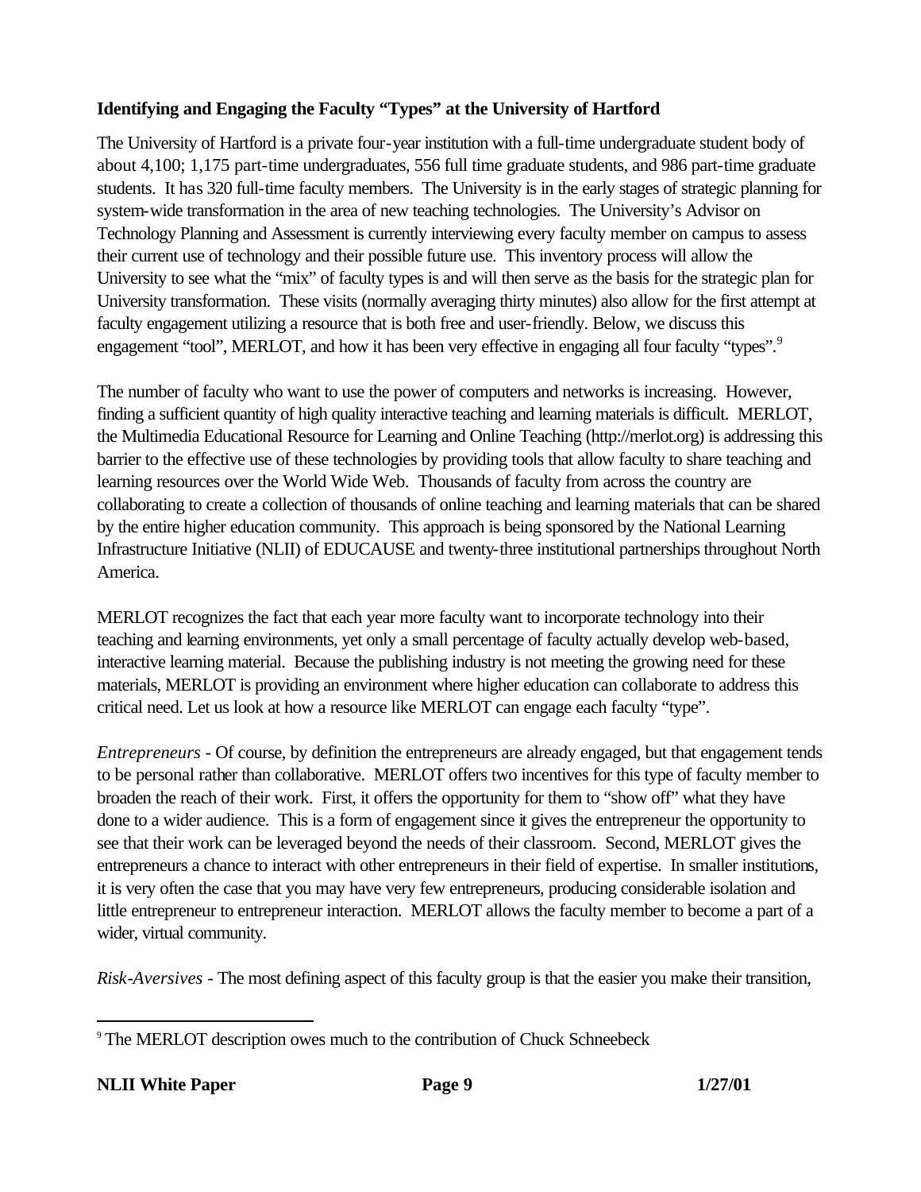**Identifying and Engaging the Faculty "Types" at the University of Hartford**

The University of Hartford is a private four-year institution with a full-time undergraduate student body of about 4,100; 1,175 part-time undergraduates, 556 full time graduate students, and 986 part-time graduate students. It has 320 full-time faculty members. The University is in the early stages of strategic planning for system-wide transformation in the area of new teaching technologies. The University's Advisor on Technology Planning and Assessment is currently interviewing every faculty member on campus to assess their current use of technology and their possible future use. This inventory process will allow the University to see what the "mix" of faculty types is and will then serve as the basis for the strategic plan for University transformation. These visits (normally averaging thirty minutes) also allow for the first attempt at faculty engagement utilizing a resource that is both free and user-friendly. Below, we discuss this engagement "tool", MERLOT, and how it has been very effective in engaging all four faculty "types".[9]

The number of faculty who want to use the power of computers and networks is increasing. However, finding a sufficient quantity of high quality interactive teaching and learning materials is difficult. MERLOT, the Multimedia Educational Resource for Learning and Online Teaching (http://merlot.org) is addressing this barrier to the effective use of these technologies by providing tools that allow faculty to share teaching and learning resources over the World Wide Web. Thousands of faculty from across the country are collaborating to create a collection of thousands of online teaching and learning materials that can be shared by the entire higher education community. This approach is being sponsored by the National Learning Infrastructure Initiative (NLII) of EDUCAUSE and twenty-three institutional partnerships throughout North America.

MERLOT recognizes the fact that each year more faculty want to incorporate technology into their teaching and learning environments, yet only a small percentage of faculty actually develop web-based, interactive learning material. Because the publishing industry is not meeting the growing need for these materials, MERLOT is providing an environment where higher education can collaborate to address this critical need. Let us look at how a resource like MERLOT can engage each faculty "type".

*Entrepreneurs* - Of course, by definition the entrepreneurs are already engaged, but that engagement tends to be personal rather than collaborative. MERLOT offers two incentives for this type of faculty member to broaden the reach of their work. First, it offers the opportunity for them to "show off" what they have done to a wider audience. This is a form of engagement since it gives the entrepreneur the opportunity to see that their work can be leveraged beyond the needs of their classroom. Second, MERLOT gives the entrepreneurs a chance to interact with other entrepreneurs in their field of expertise. In smaller institutions, it is very often the case that you may have very few entrepreneurs, producing considerable isolation and little entrepreneur to entrepreneur interaction. MERLOT allows the faculty member to become a part of a wider, virtual community.

*Risk-Aversives* - The most defining aspect of this faculty group is that the easier you make their transition,

[9] The MERLOT description owes much to the contribution of Chuck Schneebeck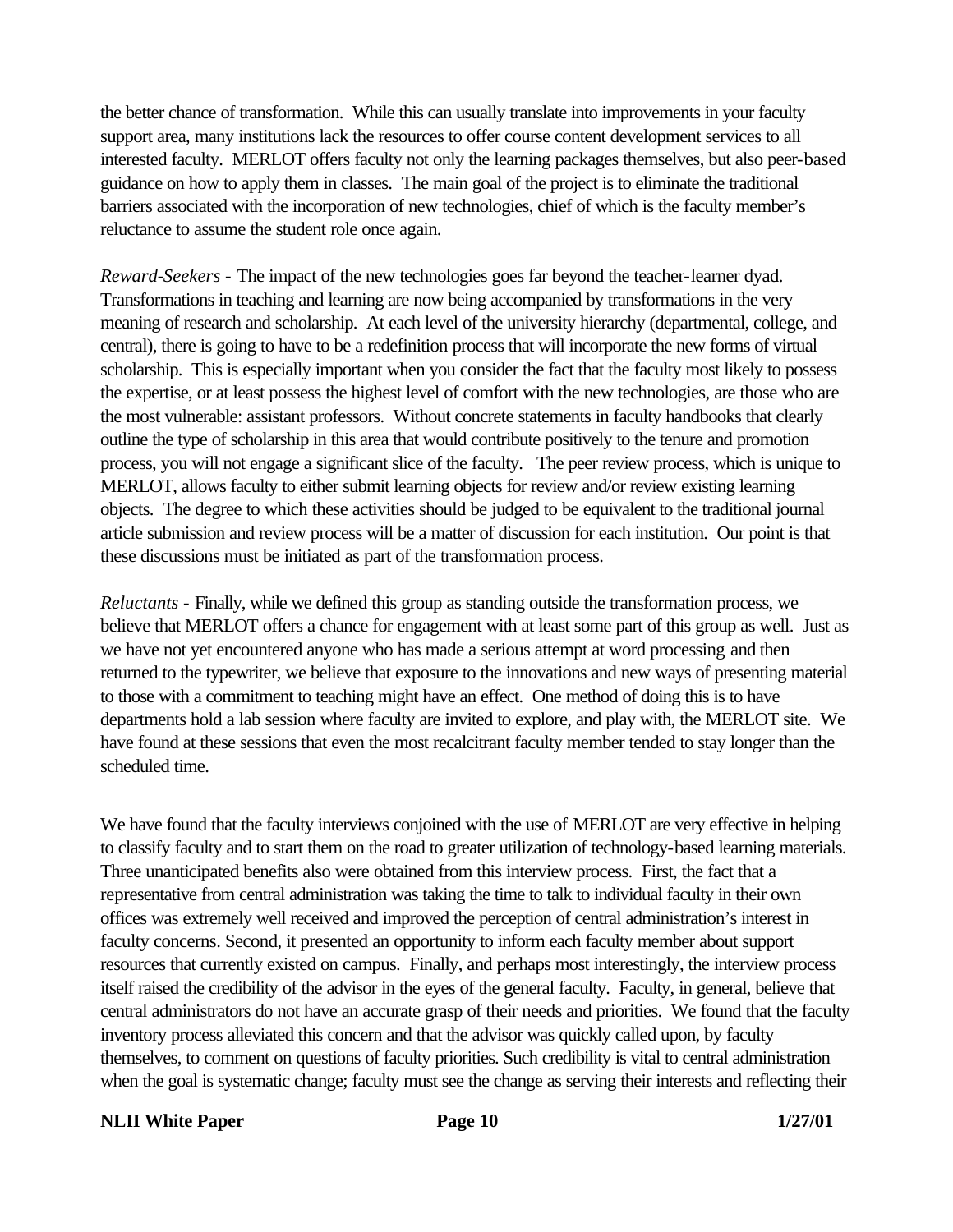the better chance of transformation. While this can usually translate into improvements in your faculty support area, many institutions lack the resources to offer course content development services to all interested faculty. MERLOT offers faculty not only the learning packages themselves, but also peer-based guidance on how to apply them in classes. The main goal of the project is to eliminate the traditional barriers associated with the incorporation of new technologies, chief of which is the faculty member's reluctance to assume the student role once again.

*Reward-Seekers* - The impact of the new technologies goes far beyond the teacher-learner dyad. Transformations in teaching and learning are now being accompanied by transformations in the very meaning of research and scholarship. At each level of the university hierarchy (departmental, college, and central), there is going to have to be a redefinition process that will incorporate the new forms of virtual scholarship. This is especially important when you consider the fact that the faculty most likely to possess the expertise, or at least possess the highest level of comfort with the new technologies, are those who are the most vulnerable: assistant professors. Without concrete statements in faculty handbooks that clearly outline the type of scholarship in this area that would contribute positively to the tenure and promotion process, you will not engage a significant slice of the faculty. The peer review process, which is unique to MERLOT, allows faculty to either submit learning objects for review and/or review existing learning objects. The degree to which these activities should be judged to be equivalent to the traditional journal article submission and review process will be a matter of discussion for each institution. Our point is that these discussions must be initiated as part of the transformation process.

*Reluctants* - Finally, while we defined this group as standing outside the transformation process, we believe that MERLOT offers a chance for engagement with at least some part of this group as well. Just as we have not yet encountered anyone who has made a serious attempt at word processing and then returned to the typewriter, we believe that exposure to the innovations and new ways of presenting material to those with a commitment to teaching might have an effect. One method of doing this is to have departments hold a lab session where faculty are invited to explore, and play with, the MERLOT site. We have found at these sessions that even the most recalcitrant faculty member tended to stay longer than the scheduled time.

We have found that the faculty interviews conjoined with the use of MERLOT are very effective in helping to classify faculty and to start them on the road to greater utilization of technology-based learning materials. Three unanticipated benefits also were obtained from this interview process. First, the fact that a representative from central administration was taking the time to talk to individual faculty in their own offices was extremely well received and improved the perception of central administration's interest in faculty concerns. Second, it presented an opportunity to inform each faculty member about support resources that currently existed on campus. Finally, and perhaps most interestingly, the interview process itself raised the credibility of the advisor in the eyes of the general faculty. Faculty, in general, believe that central administrators do not have an accurate grasp of their needs and priorities. We found that the faculty inventory process alleviated this concern and that the advisor was quickly called upon, by faculty themselves, to comment on questions of faculty priorities. Such credibility is vital to central administration when the goal is systematic change; faculty must see the change as serving their interests and reflecting their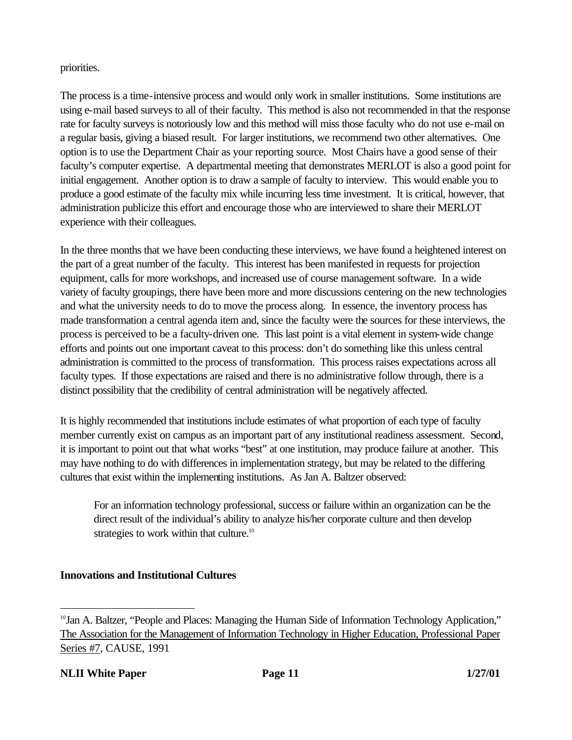priorities.

The process is a time-intensive process and would only work in smaller institutions. Some institutions are using e-mail based surveys to all of their faculty. This method is also not recommended in that the response rate for faculty surveys is notoriously low and this method will miss those faculty who do not use e-mail on a regular basis, giving a biased result. For larger institutions, we recommend two other alternatives. One option is to use the Department Chair as your reporting source. Most Chairs have a good sense of their faculty's computer expertise. A departmental meeting that demonstrates MERLOT is also a good point for initial engagement. Another option is to draw a sample of faculty to interview. This would enable you to produce a good estimate of the faculty mix while incurring less time investment. It is critical, however, that administration publicize this effort and encourage those who are interviewed to share their MERLOT experience with their colleagues.

In the three months that we have been conducting these interviews, we have found a heightened interest on the part of a great number of the faculty. This interest has been manifested in requests for projection equipment, calls for more workshops, and increased use of course management software. In a wide variety of faculty groupings, there have been more and more discussions centering on the new technologies and what the university needs to do to move the process along. In essence, the inventory process has made transformation a central agenda item and, since the faculty were the sources for these interviews, the process is perceived to be a faculty-driven one. This last point is a vital element in system-wide change efforts and points out one important caveat to this process: don't do something like this unless central administration is committed to the process of transformation. This process raises expectations across all faculty types. If those expectations are raised and there is no administrative follow through, there is a distinct possibility that the credibility of central administration will be negatively affected.

It is highly recommended that institutions include estimates of what proportion of each type of faculty member currently exist on campus as an important part of any institutional readiness assessment. Second, it is important to point out that what works "best" at one institution, may produce failure at another. This may have nothing to do with differences in implementation strategy, but may be related to the differing cultures that exist within the implementing institutions. As Jan A. Baltzer observed:

> For an information technology professional, success or failure within an organization can be the direct result of the individual's ability to analyze his/her corporate culture and then develop strategies to work within that culture.[10]

**Innovations and Institutional Cultures**

---

[10] Jan A. Baltzer, "People and Places: Managing the Human Side of Information Technology Application," The Association for the Management of Information Technology in Higher Education, Professional Paper Series #7, CAUSE, 1991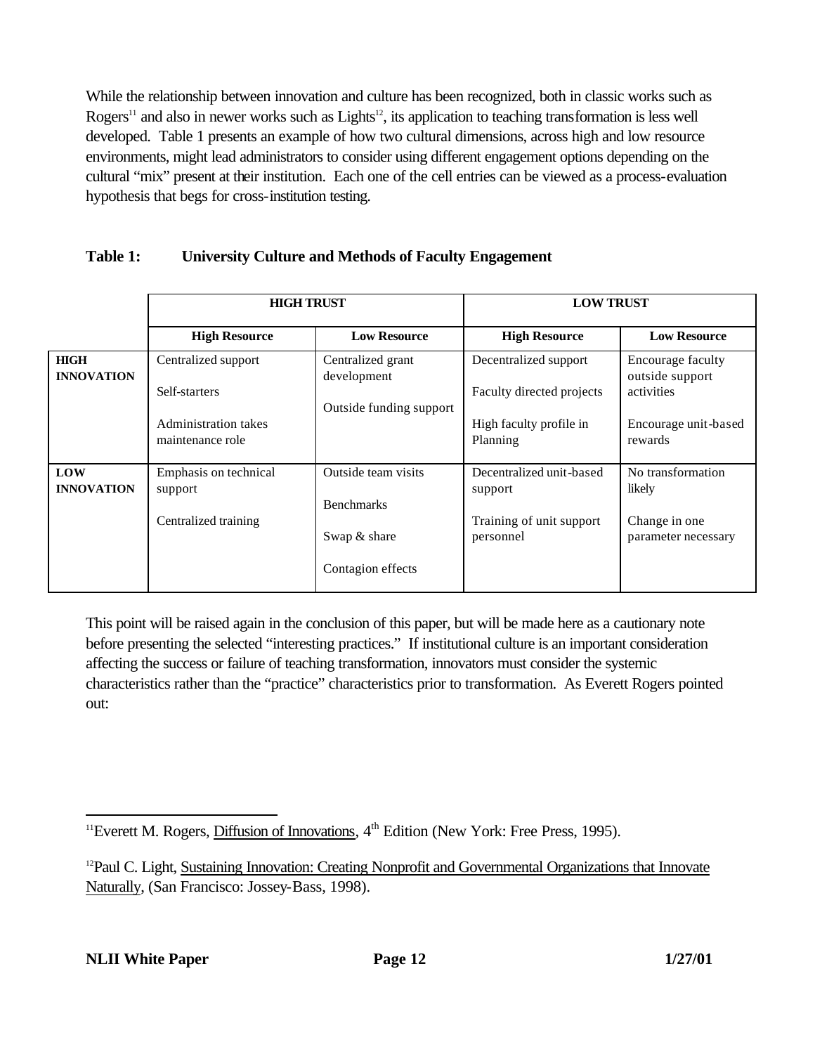While the relationship between innovation and culture has been recognized, both in classic works such as Rogers[11] and also in newer works such as Lights[12], its application to teaching transformation is less well developed. Table 1 presents an example of how two cultural dimensions, across high and low resource environments, might lead administrators to consider using different engagement options depending on the cultural "mix" present at their institution. Each one of the cell entries can be viewed as a process-evaluation hypothesis that begs for cross-institution testing.

**Table 1: University Culture and Methods of Faculty Engagement**

| | **HIGH TRUST** | | **LOW TRUST** | |
|---|---|---|---|---|
| | **High Resource** | **Low Resource** | **High Resource** | **Low Resource** |
| **HIGH INNOVATION** | Centralized support<br><br>Self-starters<br><br>Administration takes maintenance role | Centralized grant development<br><br>Outside funding support | Decentralized support<br><br>Faculty directed projects<br><br>High faculty profile in Planning | Encourage faculty outside support activities<br><br>Encourage unit-based rewards |
| **LOW INNOVATION** | Emphasis on technical support<br><br>Centralized training | Outside team visits<br><br>Benchmarks<br><br>Swap & share<br><br>Contagion effects | Decentralized unit-based support<br><br>Training of unit support personnel | No transformation likely<br><br>Change in one parameter necessary |

This point will be raised again in the conclusion of this paper, but will be made here as a cautionary note before presenting the selected "interesting practices." If institutional culture is an important consideration affecting the success or failure of teaching transformation, innovators must consider the systemic characteristics rather than the "practice" characteristics prior to transformation. As Everett Rogers pointed out:

---

[11] Everett M. Rogers, Diffusion of Innovations, 4th Edition (New York: Free Press, 1995).

[12] Paul C. Light, Sustaining Innovation: Creating Nonprofit and Governmental Organizations that Innovate Naturally, (San Francisco: Jossey-Bass, 1998).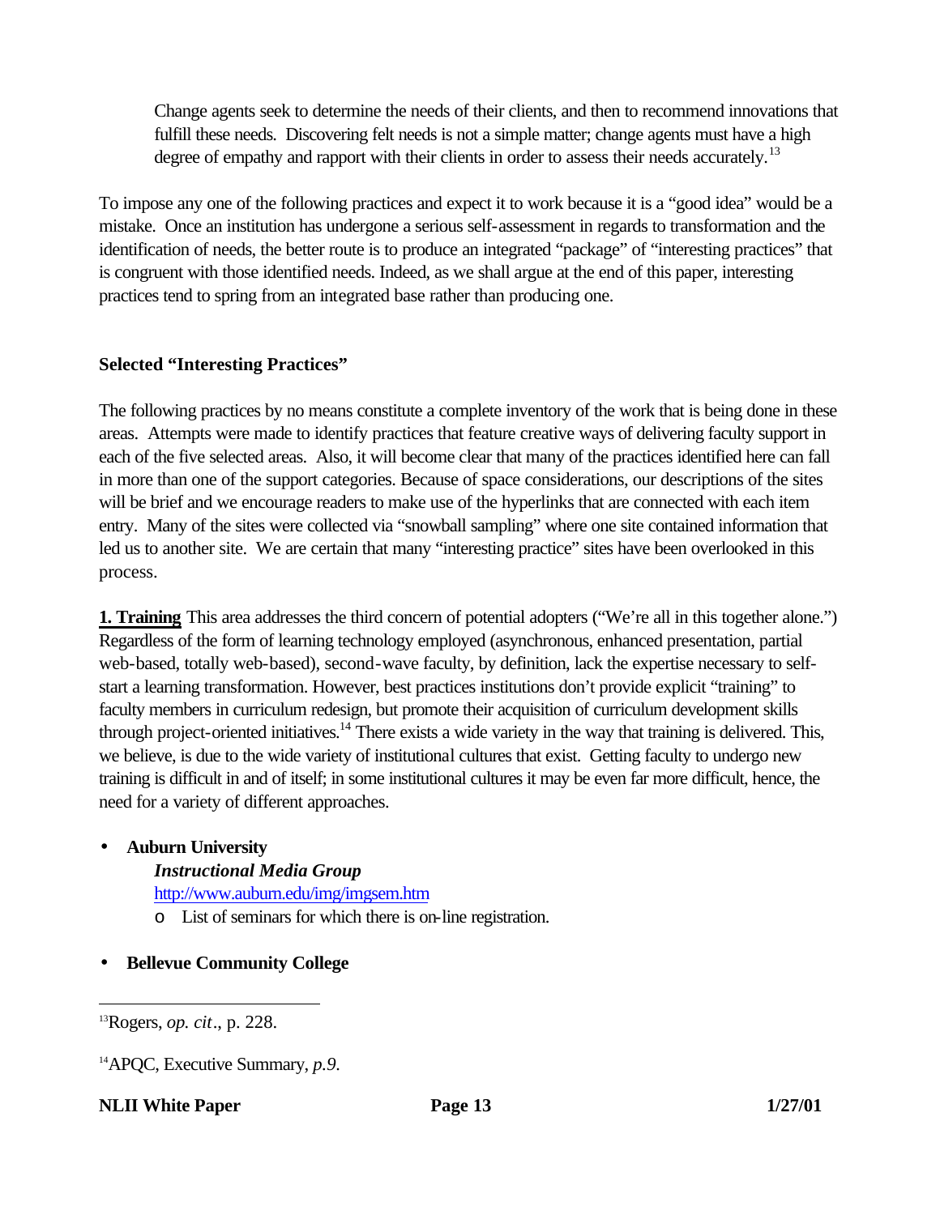> Change agents seek to determine the needs of their clients, and then to recommend innovations that fulfill these needs. Discovering felt needs is not a simple matter; change agents must have a high degree of empathy and rapport with their clients in order to assess their needs accurately.[13]

To impose any one of the following practices and expect it to work because it is a "good idea" would be a mistake. Once an institution has undergone a serious self-assessment in regards to transformation and the identification of needs, the better route is to produce an integrated "package" of "interesting practices" that is congruent with those identified needs. Indeed, as we shall argue at the end of this paper, interesting practices tend to spring from an integrated base rather than producing one.

**Selected "Interesting Practices"**

The following practices by no means constitute a complete inventory of the work that is being done in these areas. Attempts were made to identify practices that feature creative ways of delivering faculty support in each of the five selected areas. Also, it will become clear that many of the practices identified here can fall in more than one of the support categories. Because of space considerations, our descriptions of the sites will be brief and we encourage readers to make use of the hyperlinks that are connected with each item entry. Many of the sites were collected via "snowball sampling" where one site contained information that led us to another site. We are certain that many "interesting practice" sites have been overlooked in this process.

**1. Training** This area addresses the third concern of potential adopters ("We're all in this together alone.") Regardless of the form of learning technology employed (asynchronous, enhanced presentation, partial web-based, totally web-based), second-wave faculty, by definition, lack the expertise necessary to self-start a learning transformation. However, best practices institutions don't provide explicit "training" to faculty members in curriculum redesign, but promote their acquisition of curriculum development skills through project-oriented initiatives.[14] There exists a wide variety in the way that training is delivered. This, we believe, is due to the wide variety of institutional cultures that exist. Getting faculty to undergo new training is difficult in and of itself; in some institutional cultures it may be even far more difficult, hence, the need for a variety of different approaches.

- **Auburn University**
  ***Instructional Media Group***
  http://www.auburn.edu/img/imgsem.htm
  - List of seminars for which there is on-line registration.
- **Bellevue Community College**

---

[13] Rogers, *op. cit*., p. 228.

[14] APQC, Executive Summary, *p.9*.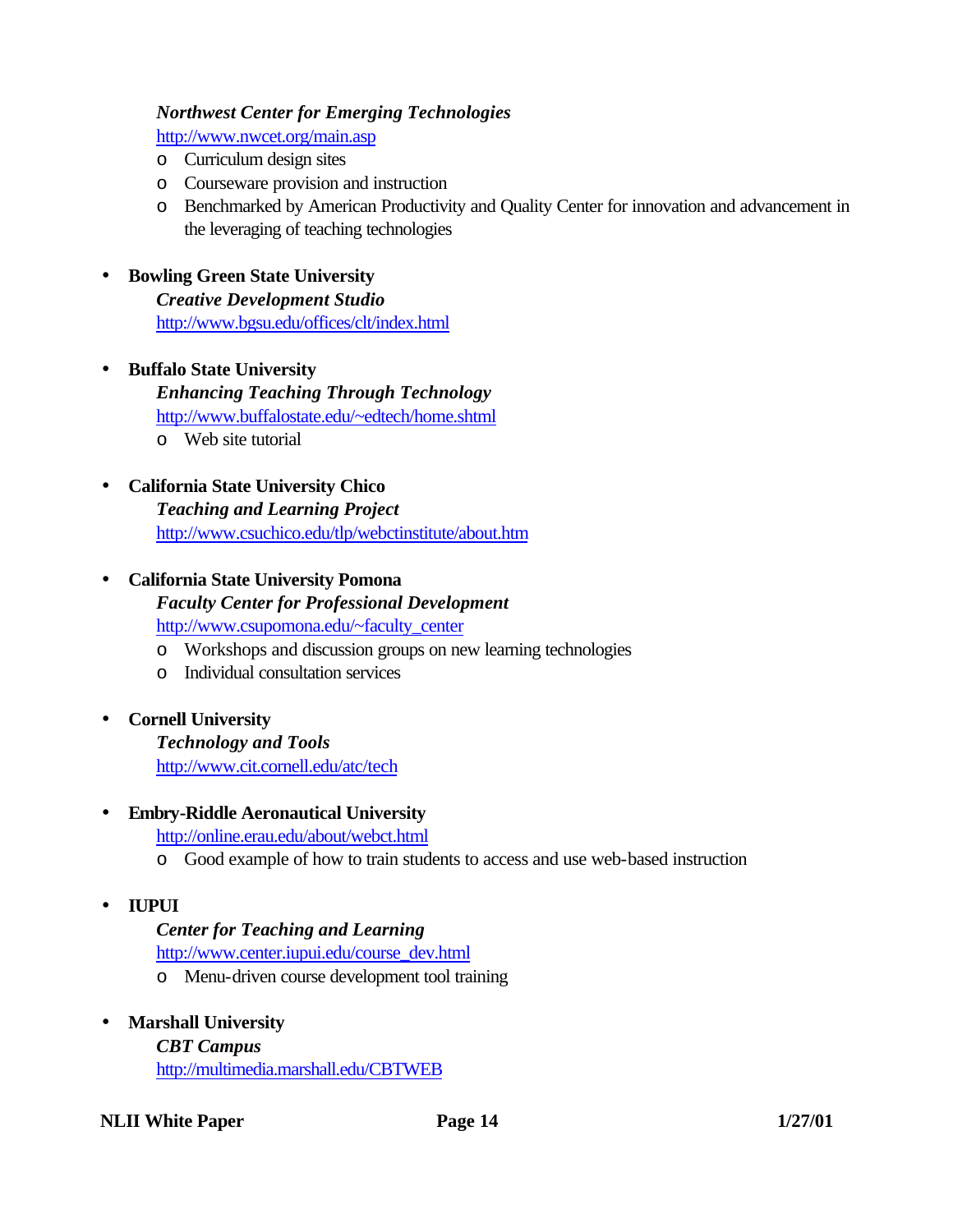*Northwest Center for Emerging Technologies*
    http://www.nwcet.org/main.asp
    - Curriculum design sites
    - Courseware provision and instruction
    - Benchmarked by American Productivity and Quality Center for innovation and advancement in the leveraging of teaching technologies

- **Bowling Green State University**
  ***Creative Development Studio***
  http://www.bgsu.edu/offices/clt/index.html

- **Buffalo State University**
  ***Enhancing Teaching Through Technology***
  http://www.buffalostate.edu/~edtech/home.shtml
    - Web site tutorial

- **California State University Chico**
  ***Teaching and Learning Project***
  http://www.csuchico.edu/tlp/webctinstitute/about.htm

- **California State University Pomona**
  ***Faculty Center for Professional Development***
  http://www.csupomona.edu/~faculty_center
    - Workshops and discussion groups on new learning technologies
    - Individual consultation services

- **Cornell University**
  ***Technology and Tools***
  http://www.cit.cornell.edu/atc/tech

- **Embry-Riddle Aeronautical University**
  http://online.erau.edu/about/webct.html
    - Good example of how to train students to access and use web-based instruction

- **IUPUI**
  ***Center for Teaching and Learning***
  http://www.center.iupui.edu/course_dev.html
    - Menu-driven course development tool training

- **Marshall University**
  ***CBT Campus***
  http://multimedia.marshall.edu/CBTWEB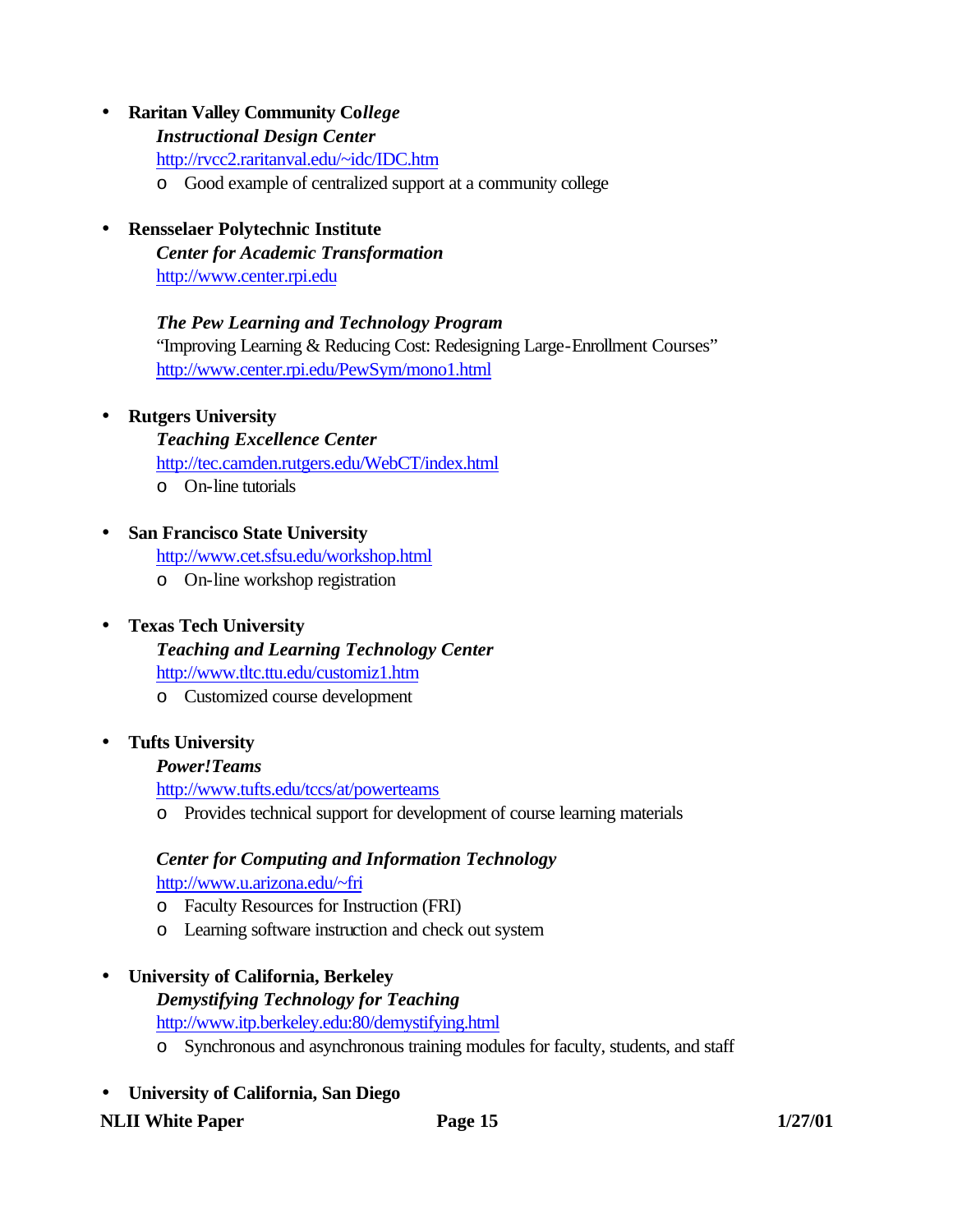- **Raritan Valley Community College**
  ***Instructional Design Center***
  http://rvcc2.raritanval.edu/~idc/IDC.htm
    - Good example of centralized support at a community college

- **Rensselaer Polytechnic Institute**
  ***Center for Academic Transformation***
  http://www.center.rpi.edu

  ***The Pew Learning and Technology Program***
  "Improving Learning & Reducing Cost: Redesigning Large-Enrollment Courses"
  http://www.center.rpi.edu/PewSym/mono1.html

- **Rutgers University**
  ***Teaching Excellence Center***
  http://tec.camden.rutgers.edu/WebCT/index.html
    - On-line tutorials

- **San Francisco State University**
  http://www.cet.sfsu.edu/workshop.html
    - On-line workshop registration

- **Texas Tech University**
  ***Teaching and Learning Technology Center***
  http://www.tltc.ttu.edu/customiz1.htm
    - Customized course development

- **Tufts University**
  ***Power!Teams***
  http://www.tufts.edu/tccs/at/powerteams
    - Provides technical support for development of course learning materials

  ***Center for Computing and Information Technology***
  http://www.u.arizona.edu/~fri
    - Faculty Resources for Instruction (FRI)
    - Learning software instruction and check out system

- **University of California, Berkeley**
  ***Demystifying Technology for Teaching***
  http://www.itp.berkeley.edu:80/demystifying.html
    - Synchronous and asynchronous training modules for faculty, students, and staff

- **University of California, San Diego**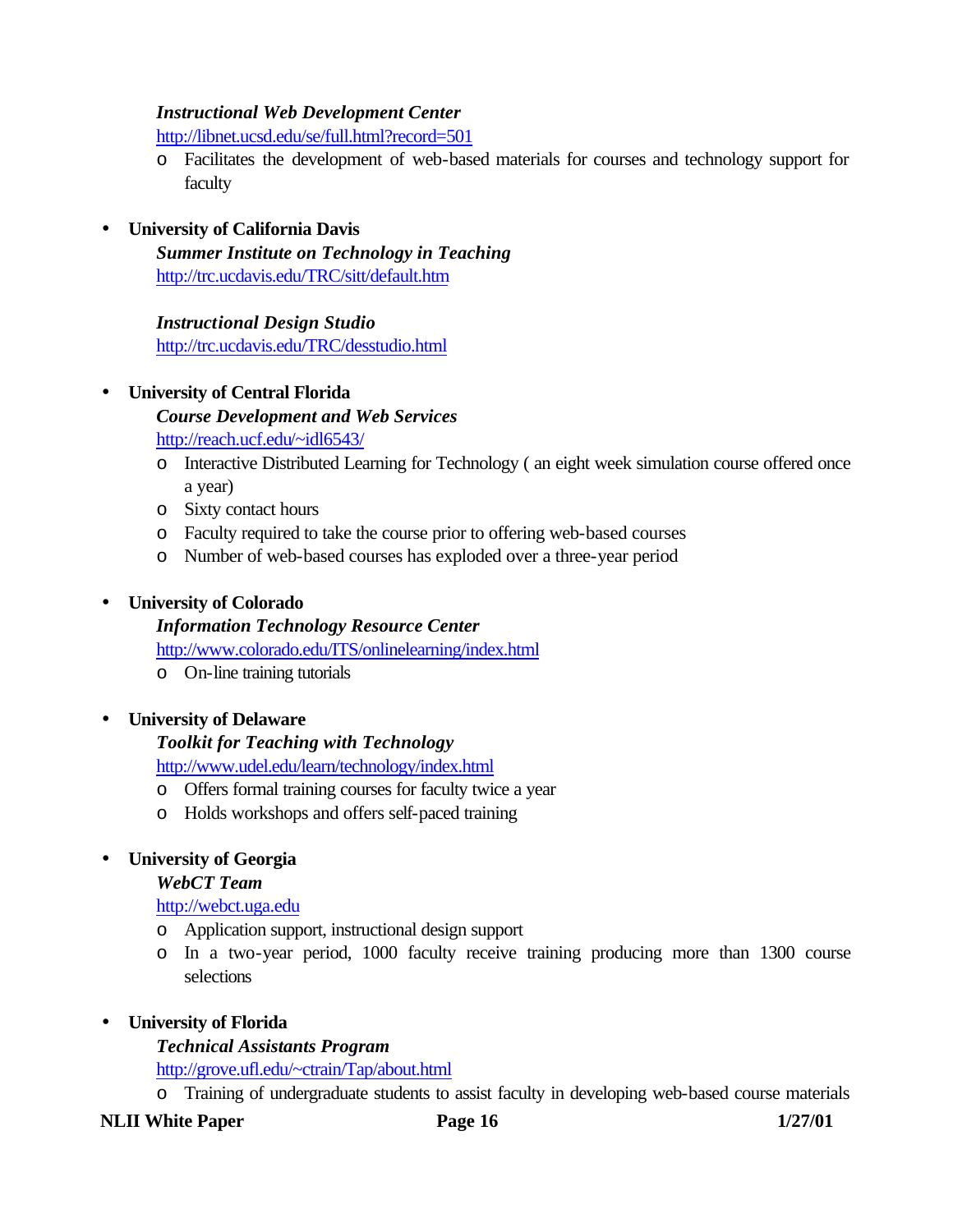*Instructional Web Development Center*
http://libnet.ucsd.edu/se/full.html?record=501

- Facilitates the development of web-based materials for courses and technology support for faculty

- **University of California Davis**
  ***Summer Institute on Technology in Teaching***
  http://trc.ucdavis.edu/TRC/sitt/default.htm

  ***Instructional Design Studio***
  http://trc.ucdavis.edu/TRC/desstudio.html

- **University of Central Florida**
  ***Course Development and Web Services***
  http://reach.ucf.edu/~idl6543/
  - Interactive Distributed Learning for Technology ( an eight week simulation course offered once a year)
  - Sixty contact hours
  - Faculty required to take the course prior to offering web-based courses
  - Number of web-based courses has exploded over a three-year period

- **University of Colorado**
  ***Information Technology Resource Center***
  http://www.colorado.edu/ITS/onlinelearning/index.html
  - On-line training tutorials

- **University of Delaware**
  ***Toolkit for Teaching with Technology***
  http://www.udel.edu/learn/technology/index.html
  - Offers formal training courses for faculty twice a year
  - Holds workshops and offers self-paced training

- **University of Georgia**
  ***WebCT Team***
  http://webct.uga.edu
  - Application support, instructional design support
  - In a two-year period, 1000 faculty receive training producing more than 1300 course selections

- **University of Florida**
  ***Technical Assistants Program***
  http://grove.ufl.edu/~ctrain/Tap/about.html
  - Training of undergraduate students to assist faculty in developing web-based course materials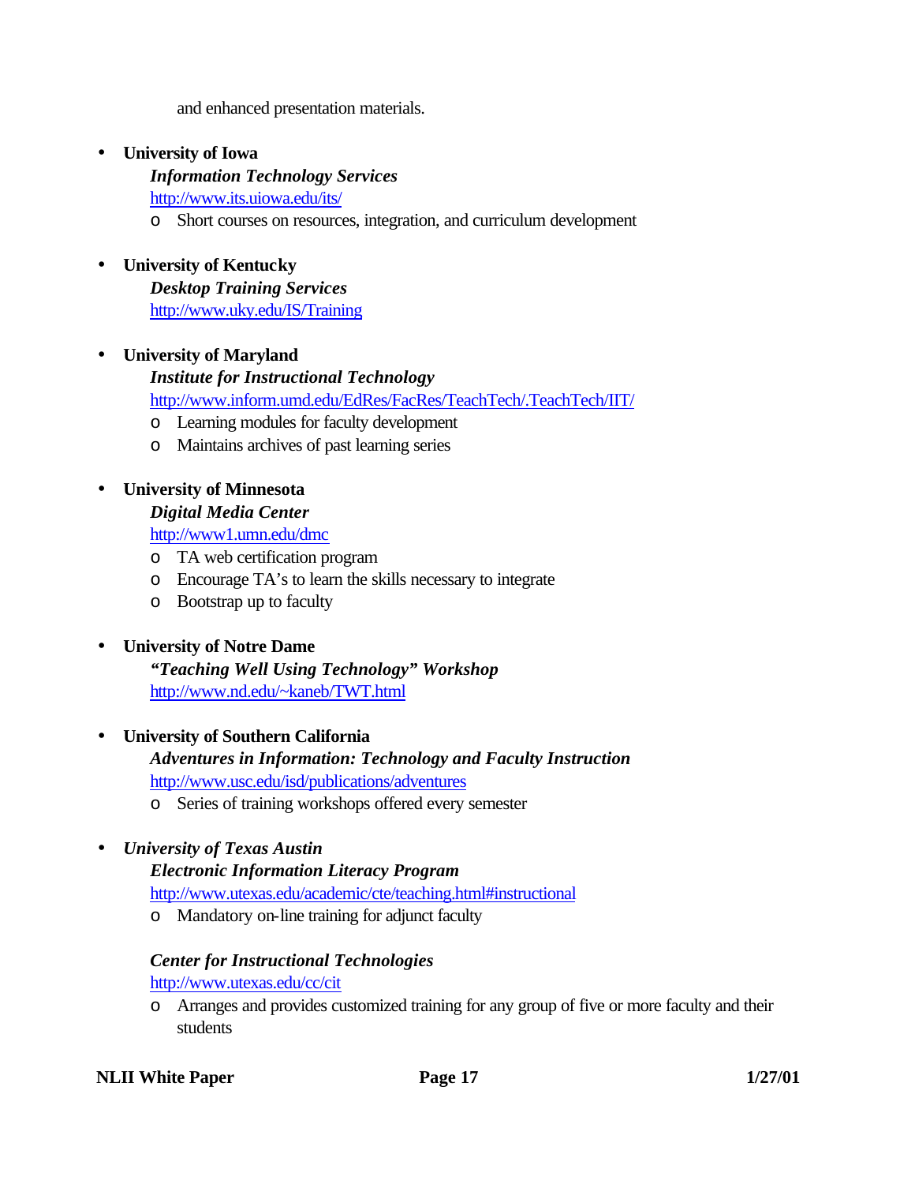and enhanced presentation materials.

- **University of Iowa**
  ***Information Technology Services***
  http://www.its.uiowa.edu/its/
  - Short courses on resources, integration, and curriculum development

- **University of Kentucky**
  ***Desktop Training Services***
  http://www.uky.edu/IS/Training

- **University of Maryland**
  ***Institute for Instructional Technology***
  http://www.inform.umd.edu/EdRes/FacRes/TeachTech/.TeachTech/IIT/
  - Learning modules for faculty development
  - Maintains archives of past learning series

- **University of Minnesota**
  ***Digital Media Center***
  http://www1.umn.edu/dmc
  - TA web certification program
  - Encourage TA's to learn the skills necessary to integrate
  - Bootstrap up to faculty

- **University of Notre Dame**
  ***"Teaching Well Using Technology" Workshop***
  http://www.nd.edu/~kaneb/TWT.html

- **University of Southern California**
  ***Adventures in Information: Technology and Faculty Instruction***
  http://www.usc.edu/isd/publications/adventures
  - Series of training workshops offered every semester

- ***University of Texas Austin***
  ***Electronic Information Literacy Program***
  http://www.utexas.edu/academic/cte/teaching.html#instructional
  - Mandatory on-line training for adjunct faculty

  ***Center for Instructional Technologies***
  http://www.utexas.edu/cc/cit
  - Arranges and provides customized training for any group of five or more faculty and their students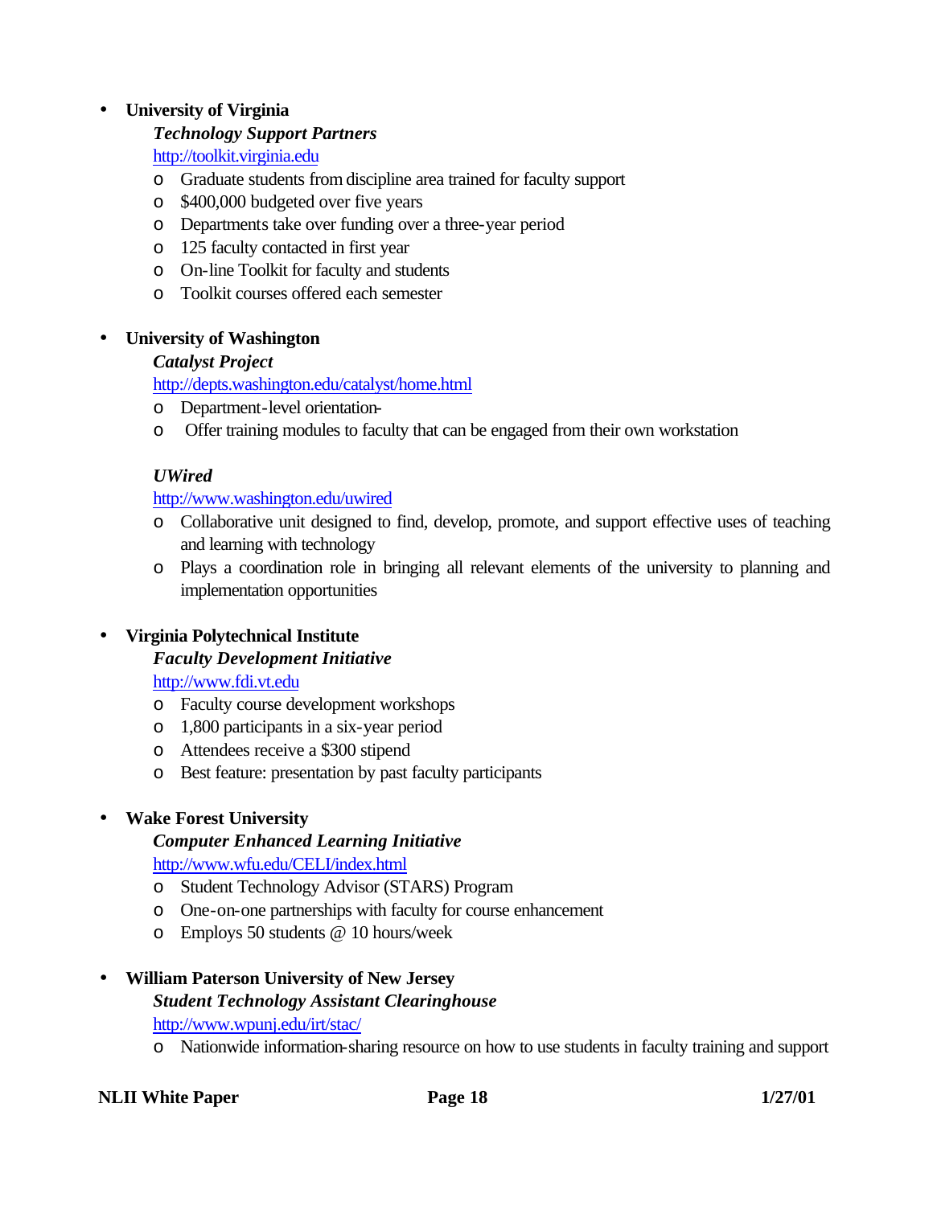- **University of Virginia**

  ***Technology Support Partners***

  http://toolkit.virginia.edu

  - Graduate students from discipline area trained for faculty support
  - $400,000 budgeted over five years
  - Departments take over funding over a three-year period
  - 125 faculty contacted in first year
  - On-line Toolkit for faculty and students
  - Toolkit courses offered each semester

- **University of Washington**

  ***Catalyst Project***

  http://depts.washington.edu/catalyst/home.html

  - Department-level orientation-
  - Offer training modules to faculty that can be engaged from their own workstation

  ***UWired***

  http://www.washington.edu/uwired

  - Collaborative unit designed to find, develop, promote, and support effective uses of teaching and learning with technology
  - Plays a coordination role in bringing all relevant elements of the university to planning and implementation opportunities

- **Virginia Polytechnical Institute**

  ***Faculty Development Initiative***

  http://www.fdi.vt.edu

  - Faculty course development workshops
  - 1,800 participants in a six-year period
  - Attendees receive a $300 stipend
  - Best feature: presentation by past faculty participants

- **Wake Forest University**

  ***Computer Enhanced Learning Initiative***

  http://www.wfu.edu/CELI/index.html

  - Student Technology Advisor (STARS) Program
  - One-on-one partnerships with faculty for course enhancement
  - Employs 50 students @ 10 hours/week

- **William Paterson University of New Jersey**

  ***Student Technology Assistant Clearinghouse***

  http://www.wpunj.edu/irt/stac/

  - Nationwide information-sharing resource on how to use students in faculty training and support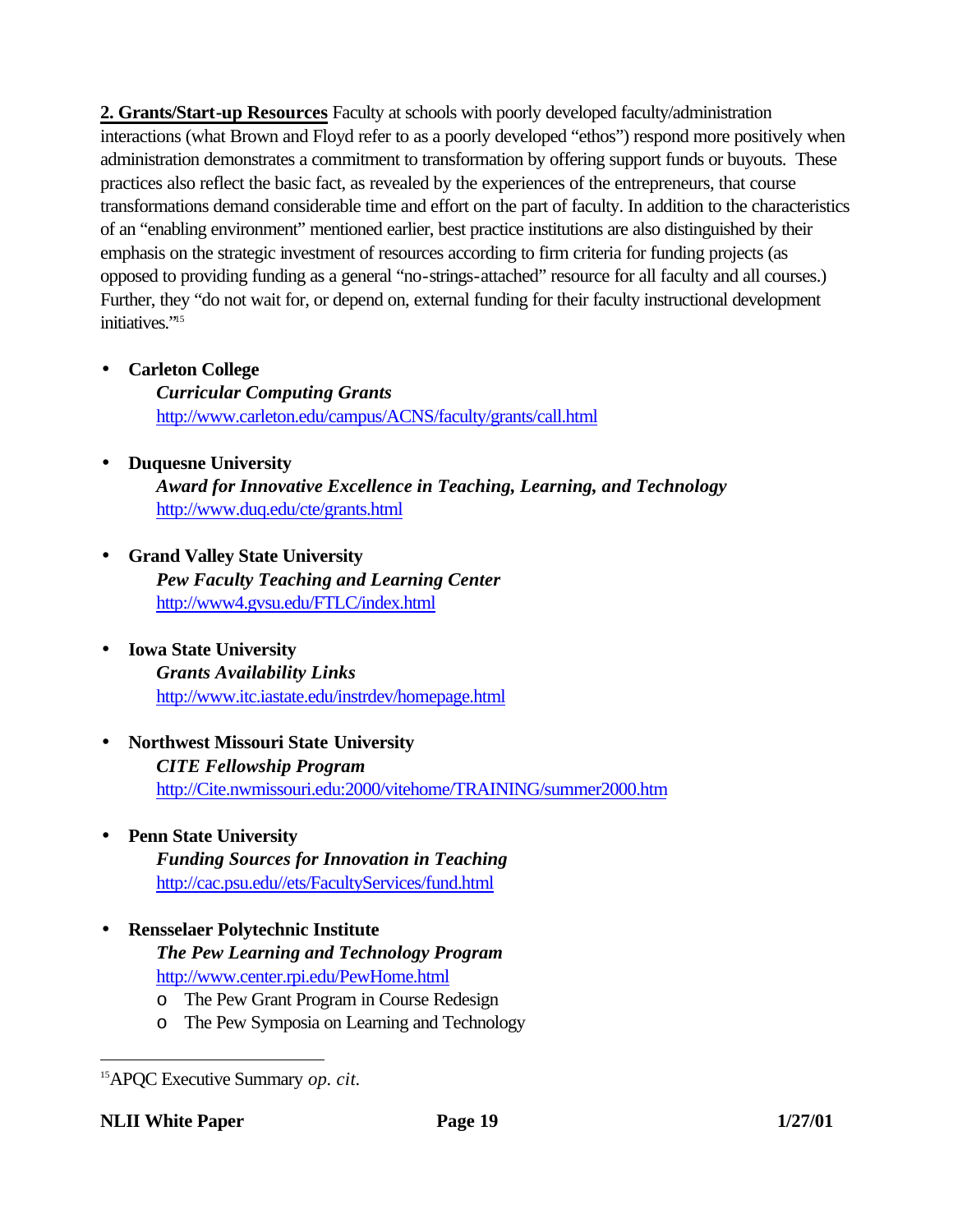**2. Grants/Start-up Resources** Faculty at schools with poorly developed faculty/administration interactions (what Brown and Floyd refer to as a poorly developed "ethos") respond more positively when administration demonstrates a commitment to transformation by offering support funds or buyouts. These practices also reflect the basic fact, as revealed by the experiences of the entrepreneurs, that course transformations demand considerable time and effort on the part of faculty. In addition to the characteristics of an "enabling environment" mentioned earlier, best practice institutions are also distinguished by their emphasis on the strategic investment of resources according to firm criteria for funding projects (as opposed to providing funding as a general "no-strings-attached" resource for all faculty and all courses.) Further, they "do not wait for, or depend on, external funding for their faculty instructional development initiatives."[15]

- **Carleton College**
  ***Curricular Computing Grants***
  http://www.carleton.edu/campus/ACNS/faculty/grants/call.html

- **Duquesne University**
  ***Award for Innovative Excellence in Teaching, Learning, and Technology***
  http://www.duq.edu/cte/grants.html

- **Grand Valley State University**
  ***Pew Faculty Teaching and Learning Center***
  http://www4.gvsu.edu/FTLC/index.html

- **Iowa State University**
  ***Grants Availability Links***
  http://www.itc.iastate.edu/instrdev/homepage.html

- **Northwest Missouri State University**
  ***CITE Fellowship Program***
  http://Cite.nwmissouri.edu:2000/vitehome/TRAINING/summer2000.htm

- **Penn State University**
  ***Funding Sources for Innovation in Teaching***
  http://cac.psu.edu//ets/FacultyServices/fund.html

- **Rensselaer Polytechnic Institute**
  ***The Pew Learning and Technology Program***
  http://www.center.rpi.edu/PewHome.html
  - The Pew Grant Program in Course Redesign
  - The Pew Symposia on Learning and Technology

---

[15] APQC Executive Summary *op. cit.*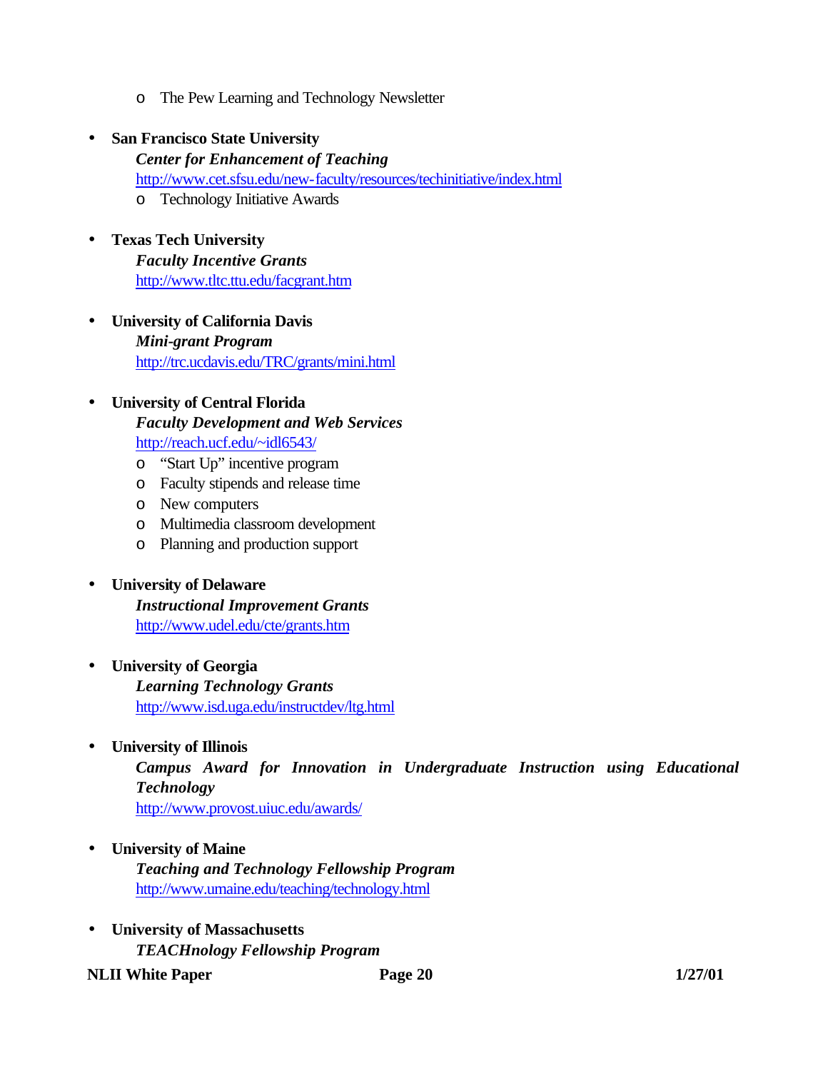- The Pew Learning and Technology Newsletter

- **San Francisco State University**
  ***Center for Enhancement of Teaching***
  http://www.cet.sfsu.edu/new-faculty/resources/techinitiative/index.html
  - Technology Initiative Awards

- **Texas Tech University**
  ***Faculty Incentive Grants***
  http://www.tltc.ttu.edu/facgrant.htm

- **University of California Davis**
  ***Mini-grant Program***
  http://trc.ucdavis.edu/TRC/grants/mini.html

- **University of Central Florida**
  ***Faculty Development and Web Services***
  http://reach.ucf.edu/~idl6543/
  - "Start Up" incentive program
  - Faculty stipends and release time
  - New computers
  - Multimedia classroom development
  - Planning and production support

- **University of Delaware**
  ***Instructional Improvement Grants***
  http://www.udel.edu/cte/grants.htm

- **University of Georgia**
  ***Learning Technology Grants***
  http://www.isd.uga.edu/instructdev/ltg.html

- **University of Illinois**
  ***Campus Award for Innovation in Undergraduate Instruction using Educational Technology***
  http://www.provost.uiuc.edu/awards/

- **University of Maine**
  ***Teaching and Technology Fellowship Program***
  http://www.umaine.edu/teaching/technology.html

- **University of Massachusetts**
  ***TEACHnology Fellowship Program***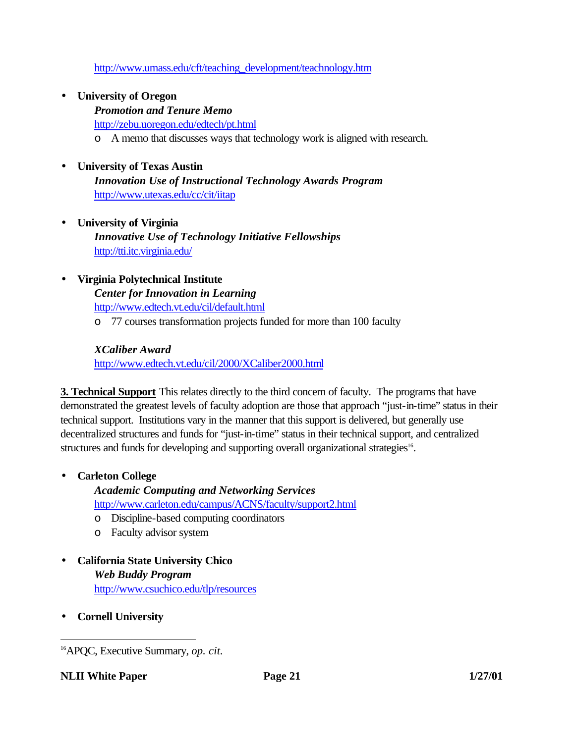http://www.umass.edu/cft/teaching_development/teachnology.htm

- **University of Oregon**
  ***Promotion and Tenure Memo***
  http://zebu.uoregon.edu/edtech/pt.html
  - A memo that discusses ways that technology work is aligned with research.

- **University of Texas Austin**
  ***Innovation Use of Instructional Technology Awards Program***
  http://www.utexas.edu/cc/cit/iitap

- **University of Virginia**
  ***Innovative Use of Technology Initiative Fellowships***
  http://tti.itc.virginia.edu/

- **Virginia Polytechnical Institute**
  ***Center for Innovation in Learning***
  http://www.edtech.vt.edu/cil/default.html
  - 77 courses transformation projects funded for more than 100 faculty

  ***XCaliber Award***
  http://www.edtech.vt.edu/cil/2000/XCaliber2000.html

**3. Technical Support** This relates directly to the third concern of faculty. The programs that have demonstrated the greatest levels of faculty adoption are those that approach "just-in-time" status in their technical support. Institutions vary in the manner that this support is delivered, but generally use decentralized structures and funds for "just-in-time" status in their technical support, and centralized structures and funds for developing and supporting overall organizational strategies[16].

- **Carleton College**
  ***Academic Computing and Networking Services***
  http://www.carleton.edu/campus/ACNS/faculty/support2.html
  - Discipline-based computing coordinators
  - Faculty advisor system

- **California State University Chico**
  ***Web Buddy Program***
  http://www.csuchico.edu/tlp/resources

- **Cornell University**

---

[16] APQC, Executive Summary, *op. cit.*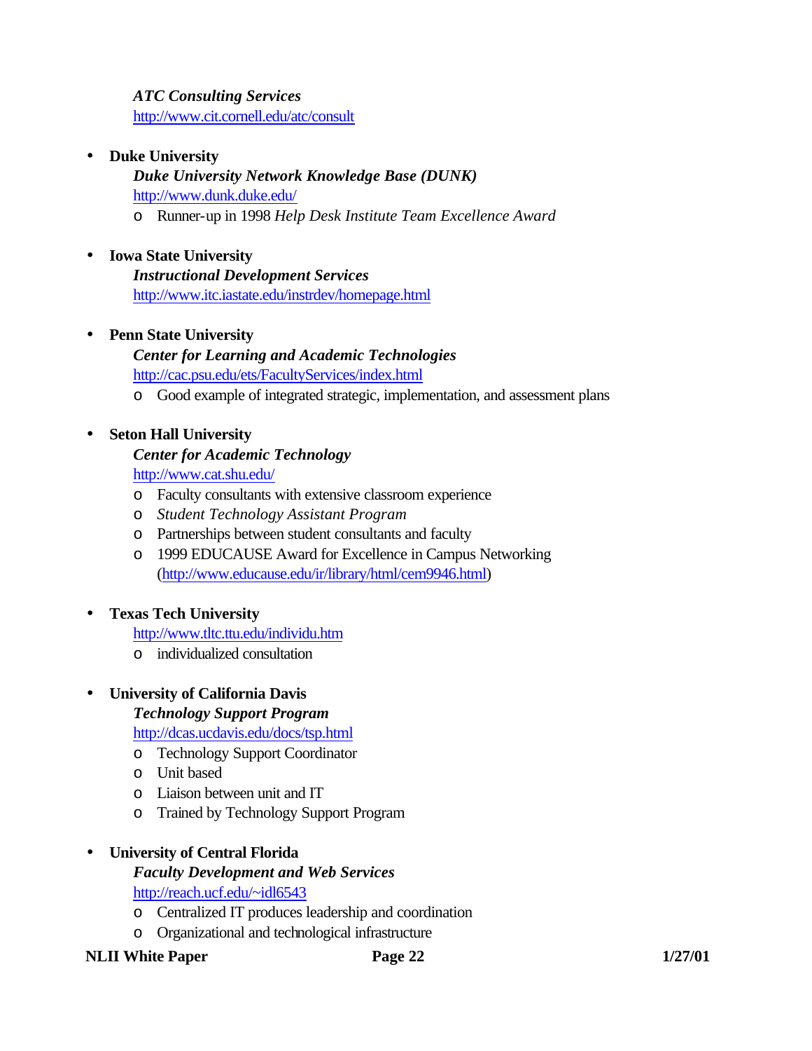*ATC Consulting Services*
http://www.cit.cornell.edu/atc/consult

- **Duke University**
  ***Duke University Network Knowledge Base (DUNK)***
  http://www.dunk.duke.edu/
  - Runner-up in 1998 *Help Desk Institute Team Excellence Award*

- **Iowa State University**
  ***Instructional Development Services***
  http://www.itc.iastate.edu/instrdev/homepage.html

- **Penn State University**
  ***Center for Learning and Academic Technologies***
  http://cac.psu.edu/ets/FacultyServices/index.html
  - Good example of integrated strategic, implementation, and assessment plans

- **Seton Hall University**
  ***Center for Academic Technology***
  http://www.cat.shu.edu/
  - Faculty consultants with extensive classroom experience
  - *Student Technology Assistant Program*
  - Partnerships between student consultants and faculty
  - 1999 EDUCAUSE Award for Excellence in Campus Networking (http://www.educause.edu/ir/library/html/cem9946.html)

- **Texas Tech University**
  http://www.tltc.ttu.edu/individu.htm
  - individualized consultation

- **University of California Davis**
  ***Technology Support Program***
  http://dcas.ucdavis.edu/docs/tsp.html
  - Technology Support Coordinator
  - Unit based
  - Liaison between unit and IT
  - Trained by Technology Support Program

- **University of Central Florida**
  ***Faculty Development and Web Services***
  http://reach.ucf.edu/~idl6543
  - Centralized IT produces leadership and coordination
  - Organizational and technological infrastructure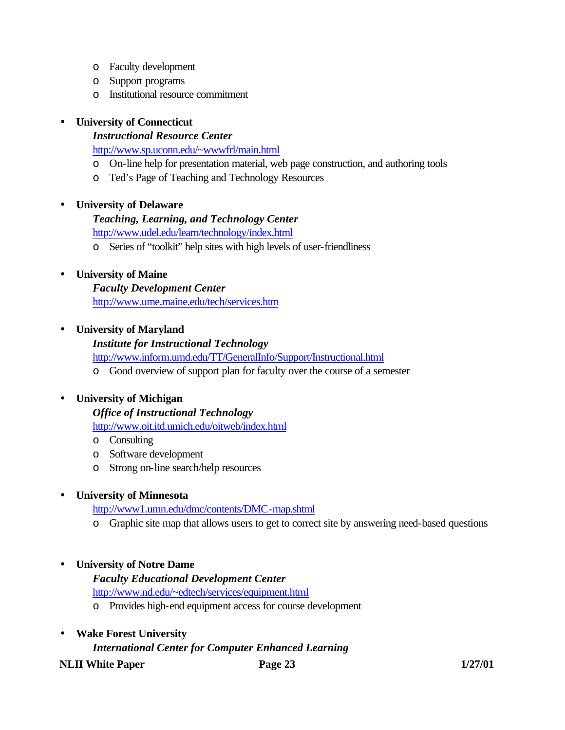- Faculty development
  - Support programs
  - Institutional resource commitment

- **University of Connecticut**
  ***Instructional Resource Center***
  http://www.sp.uconn.edu/~wwwfrl/main.html
  - On-line help for presentation material, web page construction, and authoring tools
  - Ted's Page of Teaching and Technology Resources

- **University of Delaware**
  ***Teaching, Learning, and Technology Center***
  http://www.udel.edu/learn/technology/index.html
  - Series of "toolkit" help sites with high levels of user-friendliness

- **University of Maine**
  ***Faculty Development Center***
  http://www.ume.maine.edu/tech/services.htm

- **University of Maryland**
  ***Institute for Instructional Technology***
  http://www.inform.umd.edu/TT/GeneralInfo/Support/Instructional.html
  - Good overview of support plan for faculty over the course of a semester

- **University of Michigan**
  ***Office of Instructional Technology***
  http://www.oit.itd.umich.edu/oitweb/index.html
  - Consulting
  - Software development
  - Strong on-line search/help resources

- **University of Minnesota**
  http://www1.umn.edu/dmc/contents/DMC-map.shtml
  - Graphic site map that allows users to get to correct site by answering need-based questions

- **University of Notre Dame**
  ***Faculty Educational Development Center***
  http://www.nd.edu/~edtech/services/equipment.html
  - Provides high-end equipment access for course development

- **Wake Forest University**
  ***International Center for Computer Enhanced Learning***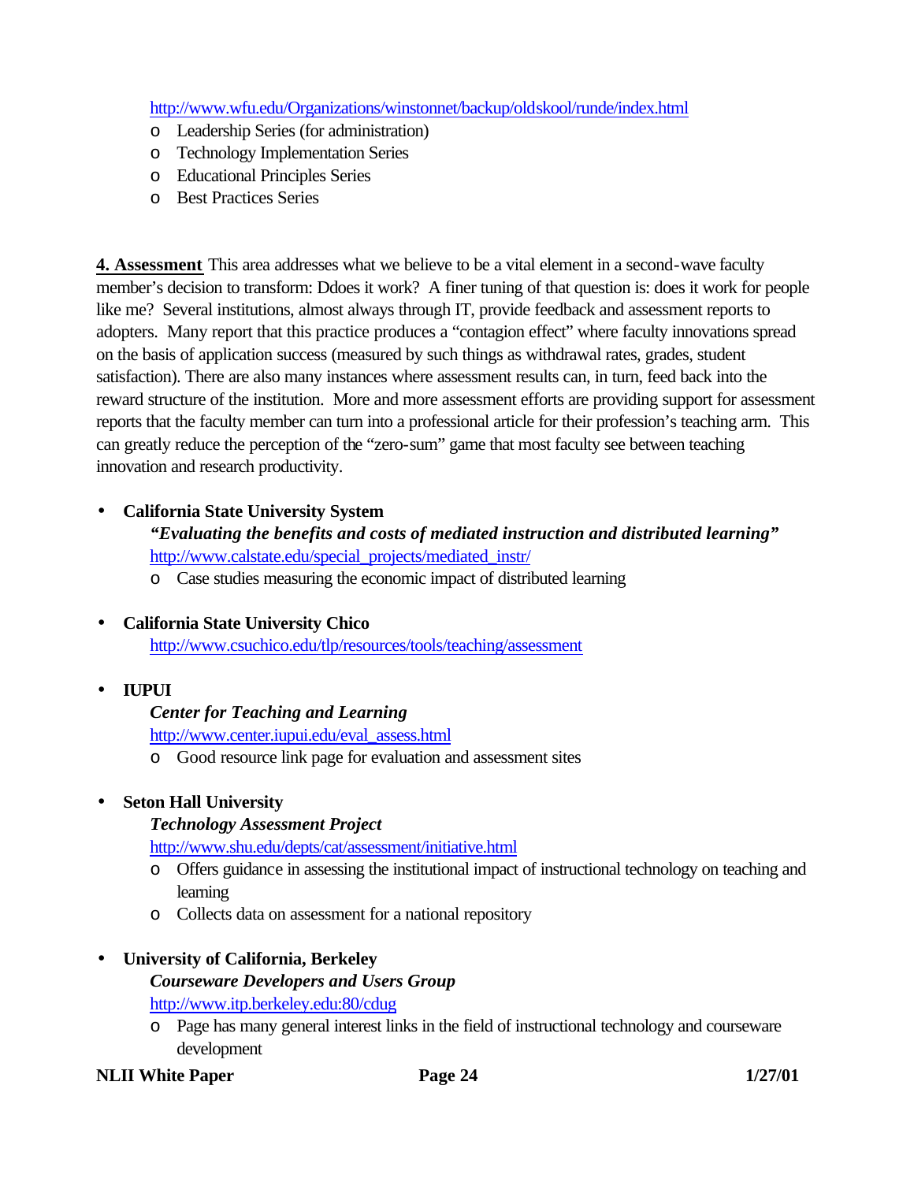http://www.wfu.edu/Organizations/winstonnet/backup/oldskool/runde/index.html

- Leadership Series (for administration)
- Technology Implementation Series
- Educational Principles Series
- Best Practices Series

**4. Assessment** This area addresses what we believe to be a vital element in a second-wave faculty member's decision to transform: Ddoes it work? A finer tuning of that question is: does it work for people like me? Several institutions, almost always through IT, provide feedback and assessment reports to adopters. Many report that this practice produces a "contagion effect" where faculty innovations spread on the basis of application success (measured by such things as withdrawal rates, grades, student satisfaction). There are also many instances where assessment results can, in turn, feed back into the reward structure of the institution. More and more assessment efforts are providing support for assessment reports that the faculty member can turn into a professional article for their profession's teaching arm. This can greatly reduce the perception of the "zero-sum" game that most faculty see between teaching innovation and research productivity.

- **California State University System**
  ***"Evaluating the benefits and costs of mediated instruction and distributed learning"***
  http://www.calstate.edu/special_projects/mediated_instr/
  - Case studies measuring the economic impact of distributed learning

- **California State University Chico**
  http://www.csuchico.edu/tlp/resources/tools/teaching/assessment

- **IUPUI**
  ***Center for Teaching and Learning***
  http://www.center.iupui.edu/eval_assess.html
  - Good resource link page for evaluation and assessment sites

- **Seton Hall University**
  ***Technology Assessment Project***
  http://www.shu.edu/depts/cat/assessment/initiative.html
  - Offers guidance in assessing the institutional impact of instructional technology on teaching and learning
  - Collects data on assessment for a national repository

- **University of California, Berkeley**
  ***Courseware Developers and Users Group***
  http://www.itp.berkeley.edu:80/cdug
  - Page has many general interest links in the field of instructional technology and courseware development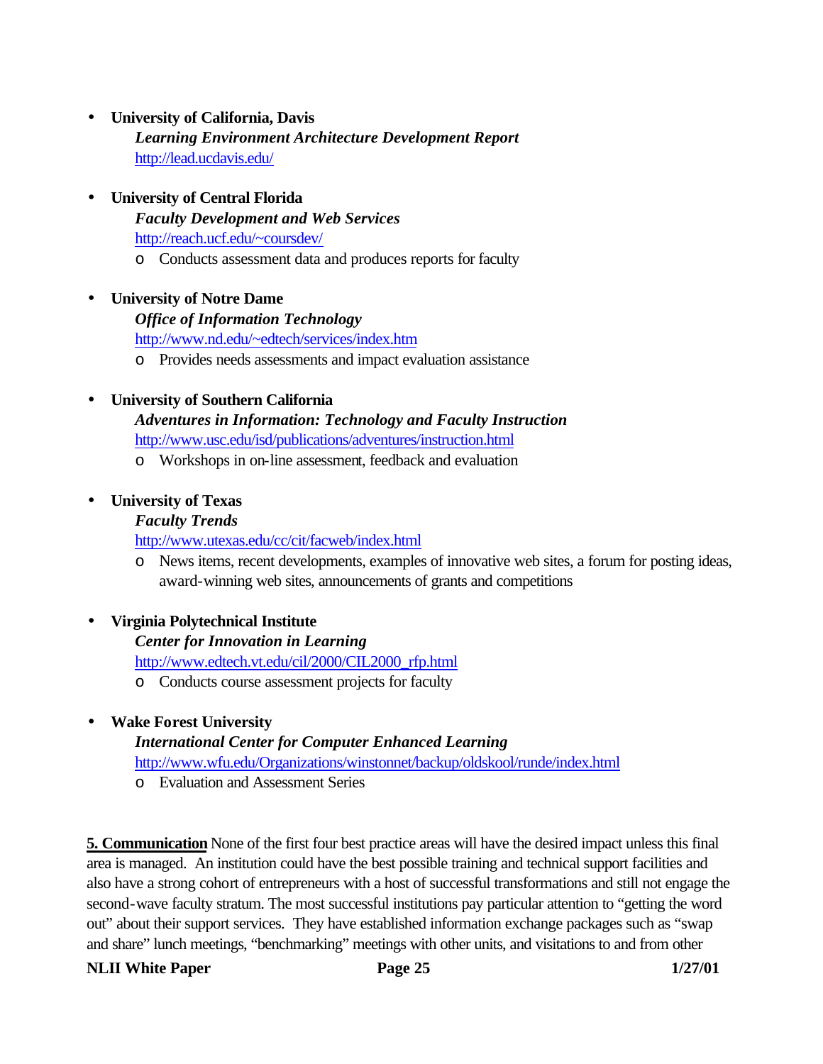- **University of California, Davis**
  ***Learning Environment Architecture Development Report***
  http://lead.ucdavis.edu/

- **University of Central Florida**
  ***Faculty Development and Web Services***
  http://reach.ucf.edu/~coursdev/
    - Conducts assessment data and produces reports for faculty

- **University of Notre Dame**
  ***Office of Information Technology***
  http://www.nd.edu/~edtech/services/index.htm
    - Provides needs assessments and impact evaluation assistance

- **University of Southern California**
  ***Adventures in Information: Technology and Faculty Instruction***
  http://www.usc.edu/isd/publications/adventures/instruction.html
    - Workshops in on-line assessment, feedback and evaluation

- **University of Texas**
  ***Faculty Trends***
  http://www.utexas.edu/cc/cit/facweb/index.html
    - News items, recent developments, examples of innovative web sites, a forum for posting ideas, award-winning web sites, announcements of grants and competitions

- **Virginia Polytechnical Institute**
  ***Center for Innovation in Learning***
  http://www.edtech.vt.edu/cil/2000/CIL2000_rfp.html
    - Conducts course assessment projects for faculty

- **Wake Forest University**
  ***International Center for Computer Enhanced Learning***
  http://www.wfu.edu/Organizations/winstonnet/backup/oldskool/runde/index.html
    - Evaluation and Assessment Series

**5. Communication** None of the first four best practice areas will have the desired impact unless this final area is managed. An institution could have the best possible training and technical support facilities and also have a strong cohort of entrepreneurs with a host of successful transformations and still not engage the second-wave faculty stratum. The most successful institutions pay particular attention to "getting the word out" about their support services. They have established information exchange packages such as "swap and share" lunch meetings, "benchmarking" meetings with other units, and visitations to and from other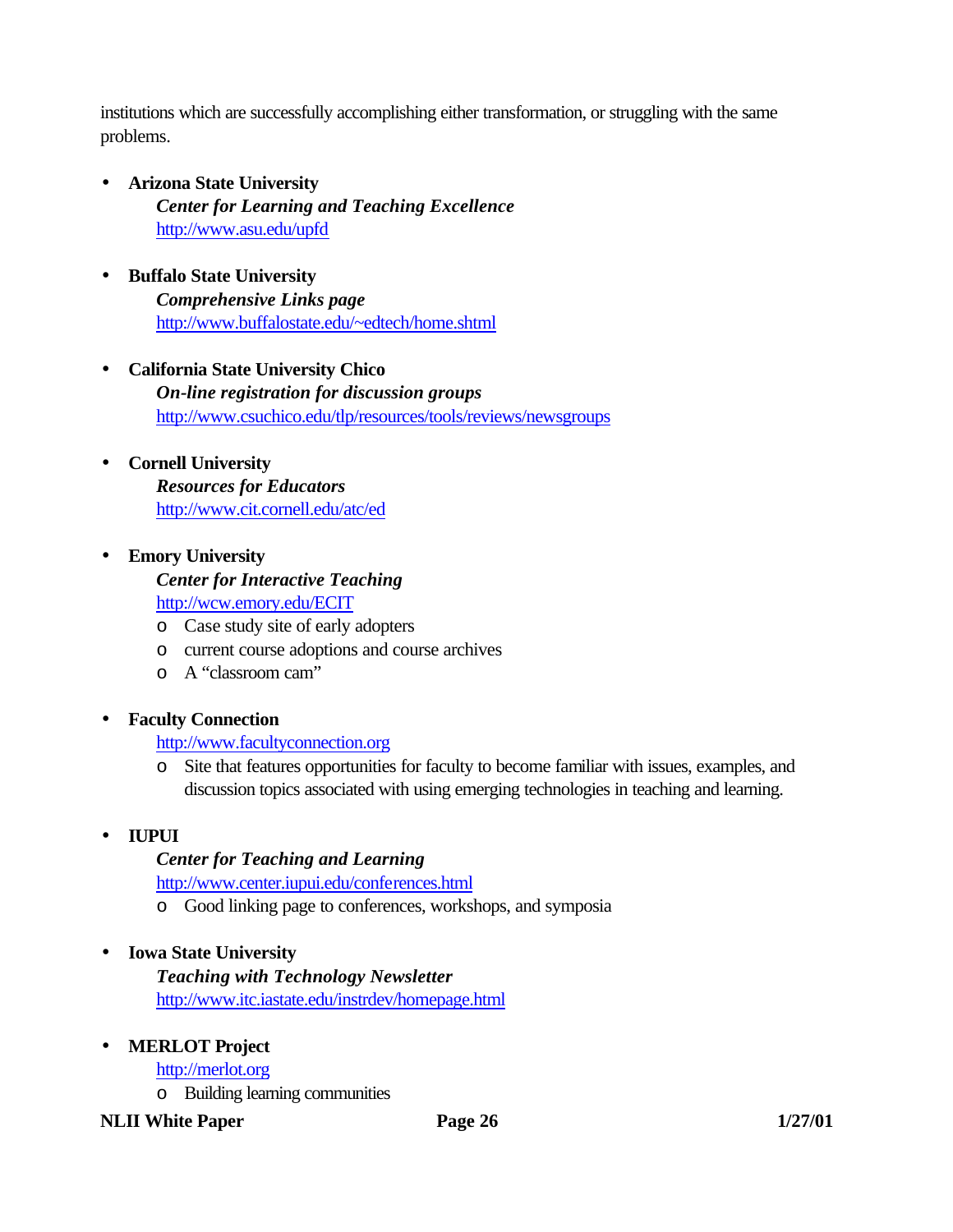institutions which are successfully accomplishing either transformation, or struggling with the same problems.

- **Arizona State University**
  ***Center for Learning and Teaching Excellence***
  http://www.asu.edu/upfd

- **Buffalo State University**
  ***Comprehensive Links page***
  http://www.buffalostate.edu/~edtech/home.shtml

- **California State University Chico**
  ***On-line registration for discussion groups***
  http://www.csuchico.edu/tlp/resources/tools/reviews/newsgroups

- **Cornell University**
  ***Resources for Educators***
  http://www.cit.cornell.edu/atc/ed

- **Emory University**
  ***Center for Interactive Teaching***
  http://wcw.emory.edu/ECIT
  - Case study site of early adopters
  - current course adoptions and course archives
  - A "classroom cam"

- **Faculty Connection**
  http://www.facultyconnection.org
  - Site that features opportunities for faculty to become familiar with issues, examples, and discussion topics associated with using emerging technologies in teaching and learning.

- **IUPUI**
  ***Center for Teaching and Learning***
  http://www.center.iupui.edu/conferences.html
  - Good linking page to conferences, workshops, and symposia

- **Iowa State University**
  ***Teaching with Technology Newsletter***
  http://www.itc.iastate.edu/instrdev/homepage.html

- **MERLOT Project**
  http://merlot.org
  - Building learning communities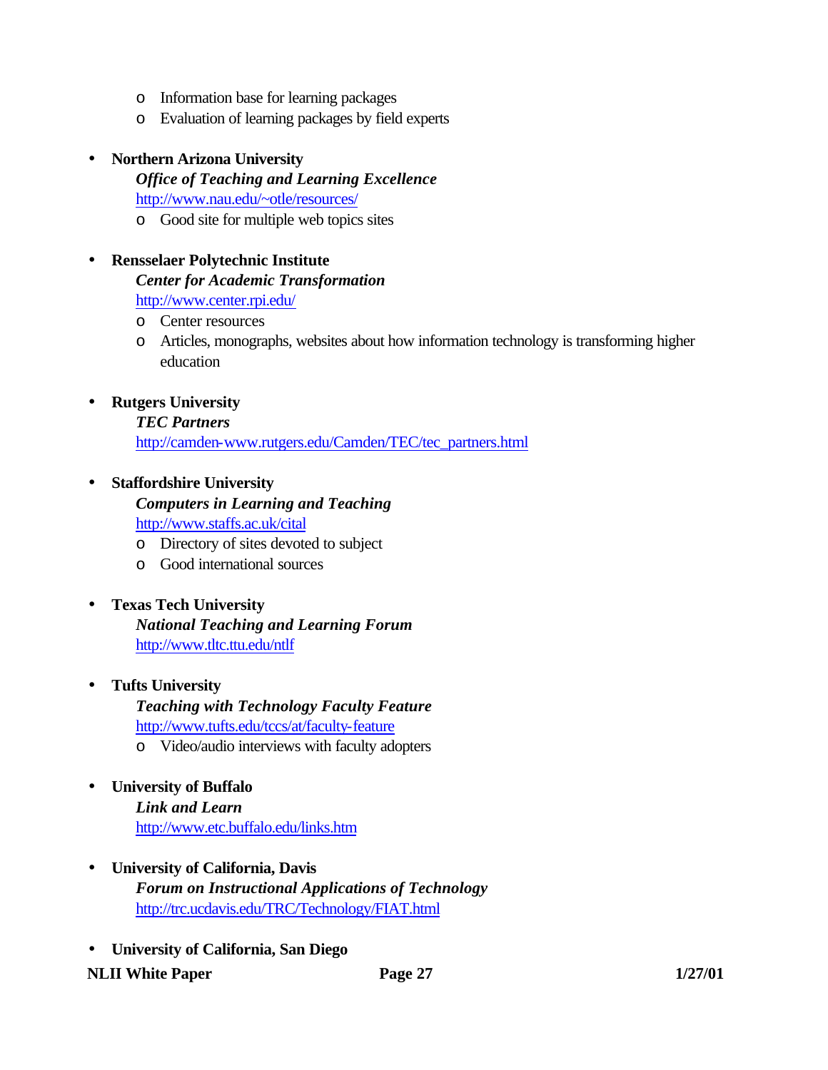- Information base for learning packages
   - Evaluation of learning packages by field experts

- **Northern Arizona University**
  ***Office of Teaching and Learning Excellence***
  http://www.nau.edu/~otle/resources/
   - Good site for multiple web topics sites

- **Rensselaer Polytechnic Institute**
  ***Center for Academic Transformation***
  http://www.center.rpi.edu/
   - Center resources
   - Articles, monographs, websites about how information technology is transforming higher education

- **Rutgers University**
  ***TEC Partners***
  http://camden-www.rutgers.edu/Camden/TEC/tec_partners.html

- **Staffordshire University**
  ***Computers in Learning and Teaching***
  http://www.staffs.ac.uk/cital
   - Directory of sites devoted to subject
   - Good international sources

- **Texas Tech University**
  ***National Teaching and Learning Forum***
  http://www.tltc.ttu.edu/ntlf

- **Tufts University**
  ***Teaching with Technology Faculty Feature***
  http://www.tufts.edu/tccs/at/faculty-feature
   - Video/audio interviews with faculty adopters

- **University of Buffalo**
  ***Link and Learn***
  http://www.etc.buffalo.edu/links.htm

- **University of California, Davis**
  ***Forum on Instructional Applications of Technology***
  http://trc.ucdavis.edu/TRC/Technology/FIAT.html

- **University of California, San Diego**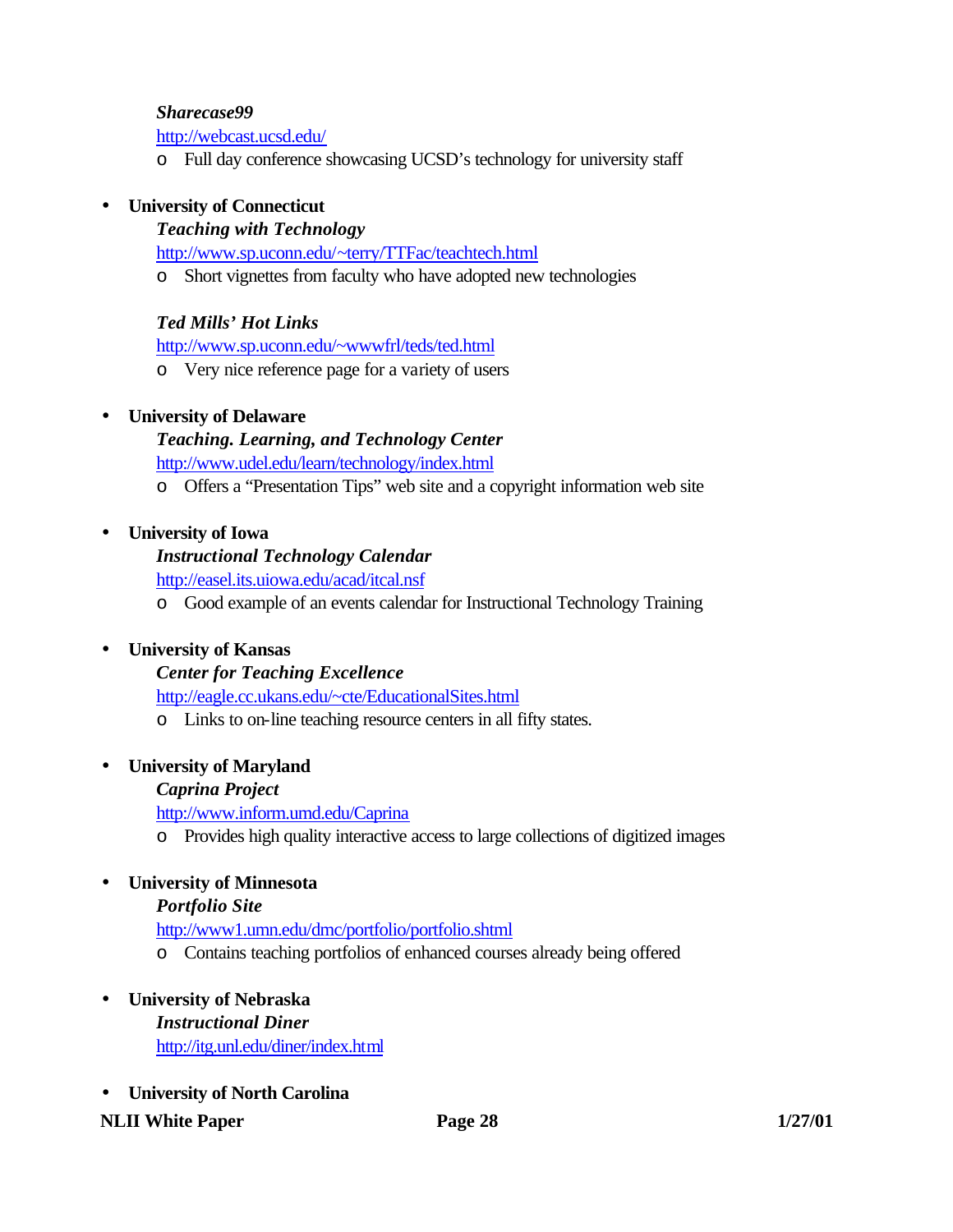***Sharecase99***

http://webcast.ucsd.edu/

- Full day conference showcasing UCSD's technology for university staff

- **University of Connecticut**

  ***Teaching with Technology***

  http://www.sp.uconn.edu/~terry/TTFac/teachtech.html

  - Short vignettes from faculty who have adopted new technologies

  ***Ted Mills' Hot Links***

  http://www.sp.uconn.edu/~wwwfrl/teds/ted.html

  - Very nice reference page for a variety of users

- **University of Delaware**

  ***Teaching. Learning, and Technology Center***

  http://www.udel.edu/learn/technology/index.html

  - Offers a "Presentation Tips" web site and a copyright information web site

- **University of Iowa**

  ***Instructional Technology Calendar***

  http://easel.its.uiowa.edu/acad/itcal.nsf

  - Good example of an events calendar for Instructional Technology Training

- **University of Kansas**

  ***Center for Teaching Excellence***

  http://eagle.cc.ukans.edu/~cte/EducationalSites.html

  - Links to on-line teaching resource centers in all fifty states.

- **University of Maryland**

  ***Caprina Project***

  http://www.inform.umd.edu/Caprina

  - Provides high quality interactive access to large collections of digitized images

- **University of Minnesota**

  ***Portfolio Site***

  http://www1.umn.edu/dmc/portfolio/portfolio.shtml

  - Contains teaching portfolios of enhanced courses already being offered

- **University of Nebraska**

  ***Instructional Diner***

  http://itg.unl.edu/diner/index.html

- **University of North Carolina**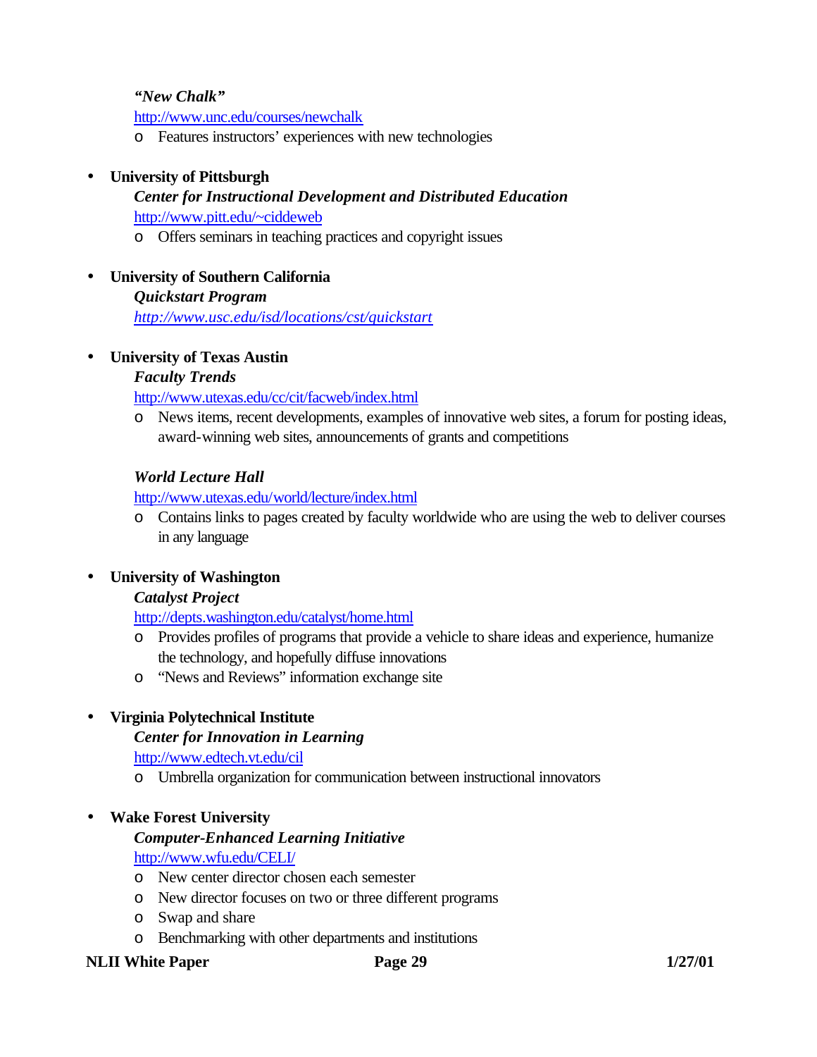*"New Chalk"*
http://www.unc.edu/courses/newchalk

- Features instructors' experiences with new technologies

- **University of Pittsburgh**
  ***Center for Instructional Development and Distributed Education***
  http://www.pitt.edu/~ciddeweb
  - Offers seminars in teaching practices and copyright issues

- **University of Southern California**
  ***Quickstart Program***
  *http://www.usc.edu/isd/locations/cst/quickstart*

- **University of Texas Austin**
  ***Faculty Trends***
  http://www.utexas.edu/cc/cit/facweb/index.html
  - News items, recent developments, examples of innovative web sites, a forum for posting ideas, award-winning web sites, announcements of grants and competitions

  ***World Lecture Hall***
  http://www.utexas.edu/world/lecture/index.html
  - Contains links to pages created by faculty worldwide who are using the web to deliver courses in any language

- **University of Washington**
  ***Catalyst Project***
  http://depts.washington.edu/catalyst/home.html
  - Provides profiles of programs that provide a vehicle to share ideas and experience, humanize the technology, and hopefully diffuse innovations
  - "News and Reviews" information exchange site

- **Virginia Polytechnical Institute**
  ***Center for Innovation in Learning***
  http://www.edtech.vt.edu/cil
  - Umbrella organization for communication between instructional innovators

- **Wake Forest University**
  ***Computer-Enhanced Learning Initiative***
  http://www.wfu.edu/CELI/
  - New center director chosen each semester
  - New director focuses on two or three different programs
  - Swap and share
  - Benchmarking with other departments and institutions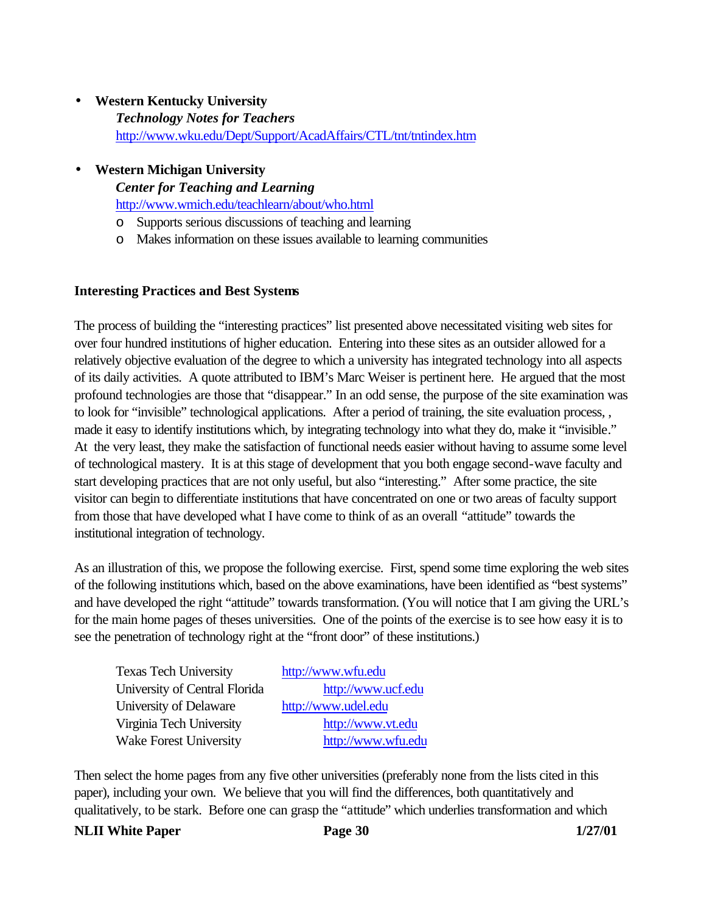- **Western Kentucky University**
  ***Technology Notes for Teachers***
  http://www.wku.edu/Dept/Support/AcadAffairs/CTL/tnt/tntindex.htm

- **Western Michigan University**
  ***Center for Teaching and Learning***
  http://www.wmich.edu/teachlearn/about/who.html
  - Supports serious discussions of teaching and learning
  - Makes information on these issues available to learning communities

**Interesting Practices and Best Systems**

The process of building the "interesting practices" list presented above necessitated visiting web sites for over four hundred institutions of higher education. Entering into these sites as an outsider allowed for a relatively objective evaluation of the degree to which a university has integrated technology into all aspects of its daily activities. A quote attributed to IBM's Marc Weiser is pertinent here. He argued that the most profound technologies are those that "disappear." In an odd sense, the purpose of the site examination was to look for "invisible" technological applications. After a period of training, the site evaluation process, , made it easy to identify institutions which, by integrating technology into what they do, make it "invisible." At the very least, they make the satisfaction of functional needs easier without having to assume some level of technological mastery. It is at this stage of development that you both engage second-wave faculty and start developing practices that are not only useful, but also "interesting." After some practice, the site visitor can begin to differentiate institutions that have concentrated on one or two areas of faculty support from those that have developed what I have come to think of as an overall "attitude" towards the institutional integration of technology.

As an illustration of this, we propose the following exercise. First, spend some time exploring the web sites of the following institutions which, based on the above examinations, have been identified as "best systems" and have developed the right "attitude" towards transformation. (You will notice that I am giving the URL's for the main home pages of theses universities. One of the points of the exercise is to see how easy it is to see the penetration of technology right at the "front door" of these institutions.)

| | |
|---|---|
| Texas Tech University | http://www.wfu.edu |
| University of Central Florida | http://www.ucf.edu |
| University of Delaware | http://www.udel.edu |
| Virginia Tech University | http://www.vt.edu |
| Wake Forest University | http://www.wfu.edu |

Then select the home pages from any five other universities (preferably none from the lists cited in this paper), including your own. We believe that you will find the differences, both quantitatively and qualitatively, to be stark. Before one can grasp the "attitude" which underlies transformation and which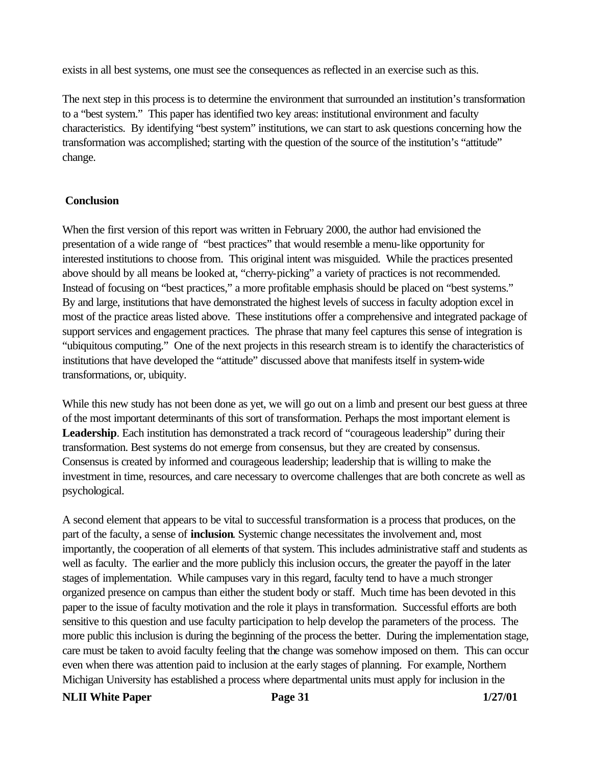exists in all best systems, one must see the consequences as reflected in an exercise such as this.

The next step in this process is to determine the environment that surrounded an institution's transformation to a "best system." This paper has identified two key areas: institutional environment and faculty characteristics. By identifying "best system" institutions, we can start to ask questions concerning how the transformation was accomplished; starting with the question of the source of the institution's "attitude" change.

## Conclusion

When the first version of this report was written in February 2000, the author had envisioned the presentation of a wide range of "best practices" that would resemble a menu-like opportunity for interested institutions to choose from. This original intent was misguided. While the practices presented above should by all means be looked at, "cherry-picking" a variety of practices is not recommended. Instead of focusing on "best practices," a more profitable emphasis should be placed on "best systems." By and large, institutions that have demonstrated the highest levels of success in faculty adoption excel in most of the practice areas listed above. These institutions offer a comprehensive and integrated package of support services and engagement practices. The phrase that many feel captures this sense of integration is "ubiquitous computing." One of the next projects in this research stream is to identify the characteristics of institutions that have developed the "attitude" discussed above that manifests itself in system-wide transformations, or, ubiquity.

While this new study has not been done as yet, we will go out on a limb and present our best guess at three of the most important determinants of this sort of transformation. Perhaps the most important element is **Leadership**. Each institution has demonstrated a track record of "courageous leadership" during their transformation. Best systems do not emerge from consensus, but they are created by consensus. Consensus is created by informed and courageous leadership; leadership that is willing to make the investment in time, resources, and care necessary to overcome challenges that are both concrete as well as psychological.

A second element that appears to be vital to successful transformation is a process that produces, on the part of the faculty, a sense of **inclusion**. Systemic change necessitates the involvement and, most importantly, the cooperation of all elements of that system. This includes administrative staff and students as well as faculty. The earlier and the more publicly this inclusion occurs, the greater the payoff in the later stages of implementation. While campuses vary in this regard, faculty tend to have a much stronger organized presence on campus than either the student body or staff. Much time has been devoted in this paper to the issue of faculty motivation and the role it plays in transformation. Successful efforts are both sensitive to this question and use faculty participation to help develop the parameters of the process. The more public this inclusion is during the beginning of the process the better. During the implementation stage, care must be taken to avoid faculty feeling that the change was somehow imposed on them. This can occur even when there was attention paid to inclusion at the early stages of planning. For example, Northern Michigan University has established a process where departmental units must apply for inclusion in the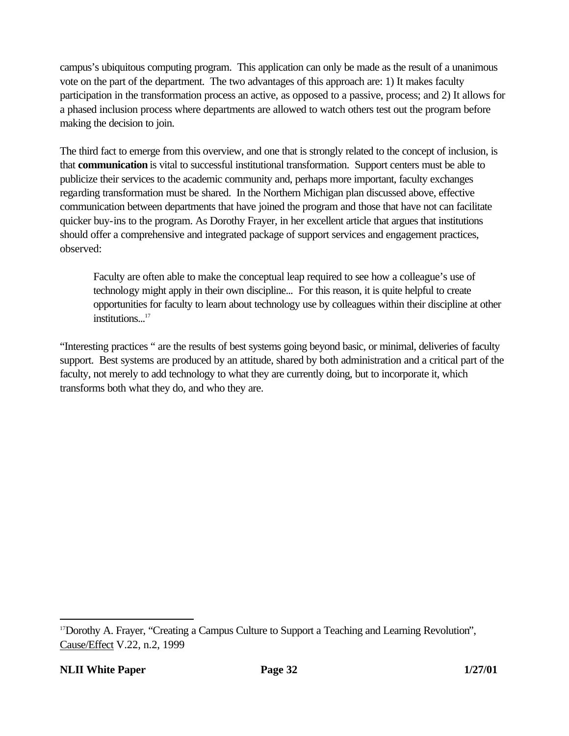campus's ubiquitous computing program. This application can only be made as the result of a unanimous vote on the part of the department. The two advantages of this approach are: 1) It makes faculty participation in the transformation process an active, as opposed to a passive, process; and 2) It allows for a phased inclusion process where departments are allowed to watch others test out the program before making the decision to join.

The third fact to emerge from this overview, and one that is strongly related to the concept of inclusion, is that **communication** is vital to successful institutional transformation. Support centers must be able to publicize their services to the academic community and, perhaps more important, faculty exchanges regarding transformation must be shared. In the Northern Michigan plan discussed above, effective communication between departments that have joined the program and those that have not can facilitate quicker buy-ins to the program. As Dorothy Frayer, in her excellent article that argues that institutions should offer a comprehensive and integrated package of support services and engagement practices, observed:

> Faculty are often able to make the conceptual leap required to see how a colleague's use of technology might apply in their own discipline... For this reason, it is quite helpful to create opportunities for faculty to learn about technology use by colleagues within their discipline at other institutions...[17]

"Interesting practices " are the results of best systems going beyond basic, or minimal, deliveries of faculty support. Best systems are produced by an attitude, shared by both administration and a critical part of the faculty, not merely to add technology to what they are currently doing, but to incorporate it, which transforms both what they do, and who they are.

---

[17] Dorothy A. Frayer, "Creating a Campus Culture to Support a Teaching and Learning Revolution", Cause/Effect V.22, n.2, 1999